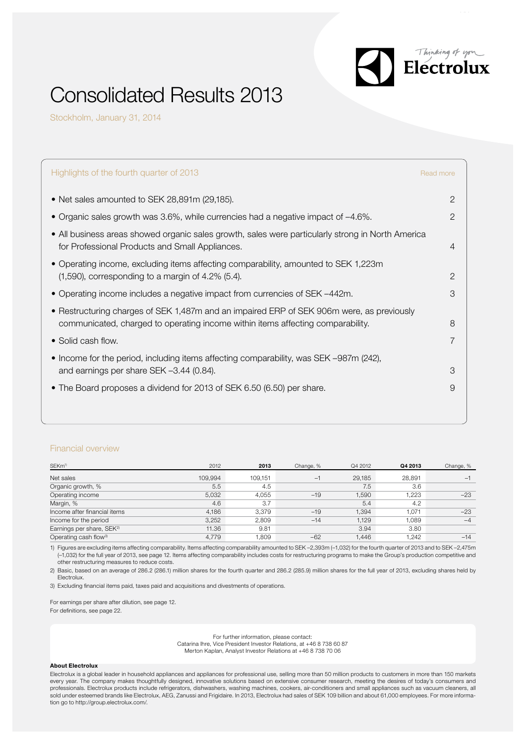# Consolidated Results 2013

Stockholm, January 31, 2014

## Highlights of the fourth quarter of 2013

| | Read more |
|---|---|
| • Net sales amounted to SEK 28,891m (29,185). | 2 |
| • Organic sales growth was 3.6%, while currencies had a negative impact of –4.6%. | 2 |
| • All business areas showed organic sales growth, sales were particularly strong in North America for Professional Products and Small Appliances. | 4 |
| • Operating income, excluding items affecting comparability, amounted to SEK 1,223m (1,590), corresponding to a margin of 4.2% (5.4). | 2 |
| • Operating income includes a negative impact from currencies of SEK –442m. | 3 |
| • Restructuring charges of SEK 1,487m and an impaired ERP of SEK 906m were, as previously communicated, charged to operating income within items affecting comparability. | 8 |
| • Solid cash flow. | 7 |
| • Income for the period, including items affecting comparability, was SEK –987m (242), and earnings per share SEK –3.44 (0.84). | 3 |
| • The Board proposes a dividend for 2013 of SEK 6.50 (6.50) per share. | 9 |

## Financial overview

| SEKm[1] | 2012 | 2013 | Change, % | Q4 2012 | Q4 2013 | Change, % |
|---|---|---|---|---|---|---|
| Net sales | 109,994 | 109,151 | –1 | 29,185 | 28,891 | –1 |
| Organic growth, % | 5.5 | 4.5 | | 7.5 | 3.6 | |
| Operating income | 5,032 | 4,055 | –19 | 1,590 | 1,223 | –23 |
| Margin, % | 4.6 | 3.7 | | 5.4 | 4.2 | |
| Income after financial items | 4,186 | 3,379 | –19 | 1,394 | 1,071 | –23 |
| Income for the period | 3,252 | 2,809 | –14 | 1,129 | 1,089 | –4 |
| Earnings per share, SEK[2] | 11.36 | 9.81 | | 3.94 | 3.80 | |
| Operating cash flow[3] | 4,779 | 1,809 | –62 | 1,446 | 1,242 | –14 |

1) Figures are excluding items affecting comparability. Items affecting comparability amounted to SEK –2,393m (–1,032) for the fourth quarter of 2013 and to SEK –2,475m (–1,032) for the full year of 2013, see page 12. Items affecting comparability includes costs for restructuring programs to make the Group's production competitive and other restructuring measures to reduce costs.

2) Basic, based on an average of 286.2 (286.1) million shares for the fourth quarter and 286.2 (285.9) million shares for the full year of 2013, excluding shares held by Electrolux.

3) Excluding financial items paid, taxes paid and acquisitions and divestments of operations.

For earnings per share after dilution, see page 12.
For definitions, see page 22.

For further information, please contact:
Catarina Ihre, Vice President Investor Relations, at +46 8 738 60 87
Merton Kaplan, Analyst Investor Relations at +46 8 738 70 06

**About Electrolux**

Electrolux is a global leader in household appliances and appliances for professional use, selling more than 50 million products to customers in more than 150 markets every year. The company makes thoughtfully designed, innovative solutions based on extensive consumer research, meeting the desires of today's consumers and professionals. Electrolux products include refrigerators, dishwashers, washing machines, cookers, air-conditioners and small appliances such as vacuum cleaners, all sold under esteemed brands like Electrolux, AEG, Zanussi and Frigidaire. In 2013, Electrolux had sales of SEK 109 billion and about 61,000 employees. For more information go to http://group.electrolux.com/.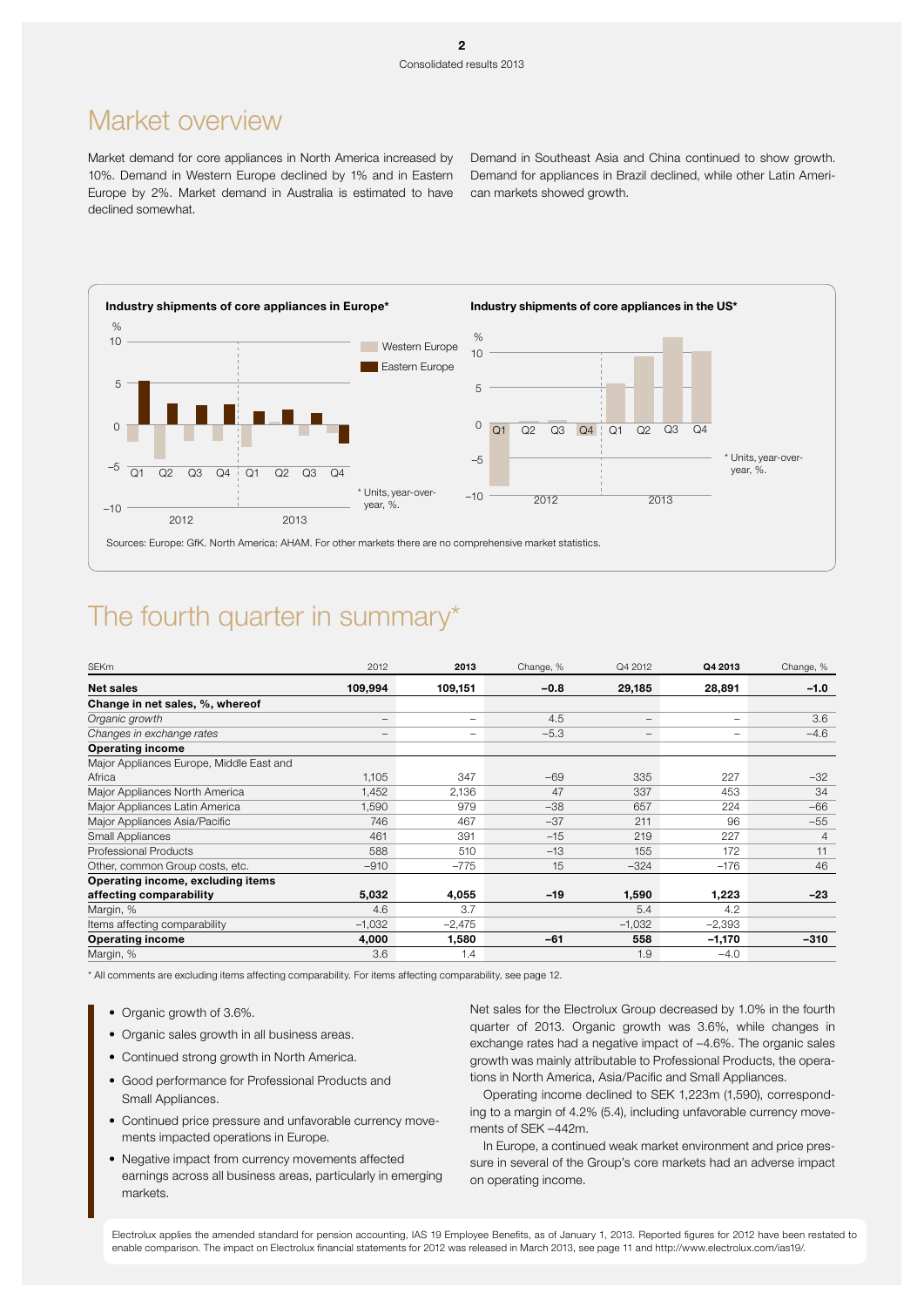# Market overview

Market demand for core appliances in North America increased by 10%. Demand in Western Europe declined by 1% and in Eastern Europe by 2%. Market demand in Australia is estimated to have declined somewhat.

Demand in Southeast Asia and China continued to show growth. Demand for appliances in Brazil declined, while other Latin American markets showed growth.

**Industry shipments of core appliances in Europe***

\* Units, year-over-year, %.

**Industry shipments of core appliances in the US***

\* Units, year-over-year, %.

Sources: Europe: GfK. North America: AHAM. For other markets there are no comprehensive market statistics.

# The fourth quarter in summary*

| SEKm | 2012 | 2013 | Change, % | Q4 2012 | Q4 2013 | Change, % |
|---|---|---|---|---|---|---|
| **Net sales** | **109,994** | **109,151** | **–0.8** | **29,185** | **28,891** | **–1.0** |
| **Change in net sales, %, whereof** | | | | | | |
| *Organic growth* | – | – | 4.5 | – | – | 3.6 |
| *Changes in exchange rates* | – | – | –5.3 | – | – | –4.6 |
| **Operating income** | | | | | | |
| Major Appliances Europe, Middle East and Africa | 1,105 | 347 | –69 | 335 | 227 | –32 |
| Major Appliances North America | 1,452 | 2,136 | 47 | 337 | 453 | 34 |
| Major Appliances Latin America | 1,590 | 979 | –38 | 657 | 224 | –66 |
| Major Appliances Asia/Pacific | 746 | 467 | –37 | 211 | 96 | –55 |
| Small Appliances | 461 | 391 | –15 | 219 | 227 | 4 |
| Professional Products | 588 | 510 | –13 | 155 | 172 | 11 |
| Other, common Group costs, etc. | –910 | –775 | 15 | –324 | –176 | 46 |
| **Operating income, excluding items affecting comparability** | **5,032** | **4,055** | **–19** | **1,590** | **1,223** | **–23** |
| Margin, % | 4.6 | 3.7 | | 5.4 | 4.2 | |
| Items affecting comparability | –1,032 | –2,475 | | –1,032 | –2,393 | |
| **Operating income** | **4,000** | **1,580** | **–61** | **558** | **–1,170** | **–310** |
| Margin, % | 3.6 | 1.4 | | 1.9 | –4.0 | |

\* All comments are excluding items affecting comparability. For items affecting comparability, see page 12.

- Organic growth of 3.6%.
- Organic sales growth in all business areas.
- Continued strong growth in North America.
- Good performance for Professional Products and Small Appliances.
- Continued price pressure and unfavorable currency movements impacted operations in Europe.
- Negative impact from currency movements affected earnings across all business areas, particularly in emerging markets.

Net sales for the Electrolux Group decreased by 1.0% in the fourth quarter of 2013. Organic growth was 3.6%, while changes in exchange rates had a negative impact of –4.6%. The organic sales growth was mainly attributable to Professional Products, the operations in North America, Asia/Pacific and Small Appliances.

Operating income declined to SEK 1,223m (1,590), corresponding to a margin of 4.2% (5.4), including unfavorable currency movements of SEK –442m.

In Europe, a continued weak market environment and price pressure in several of the Group's core markets had an adverse impact on operating income.

Electrolux applies the amended standard for pension accounting, IAS 19 Employee Benefits, as of January 1, 2013. Reported figures for 2012 have been restated to enable comparison. The impact on Electrolux financial statements for 2012 was released in March 2013, see page 11 and http://www.electrolux.com/ias19/.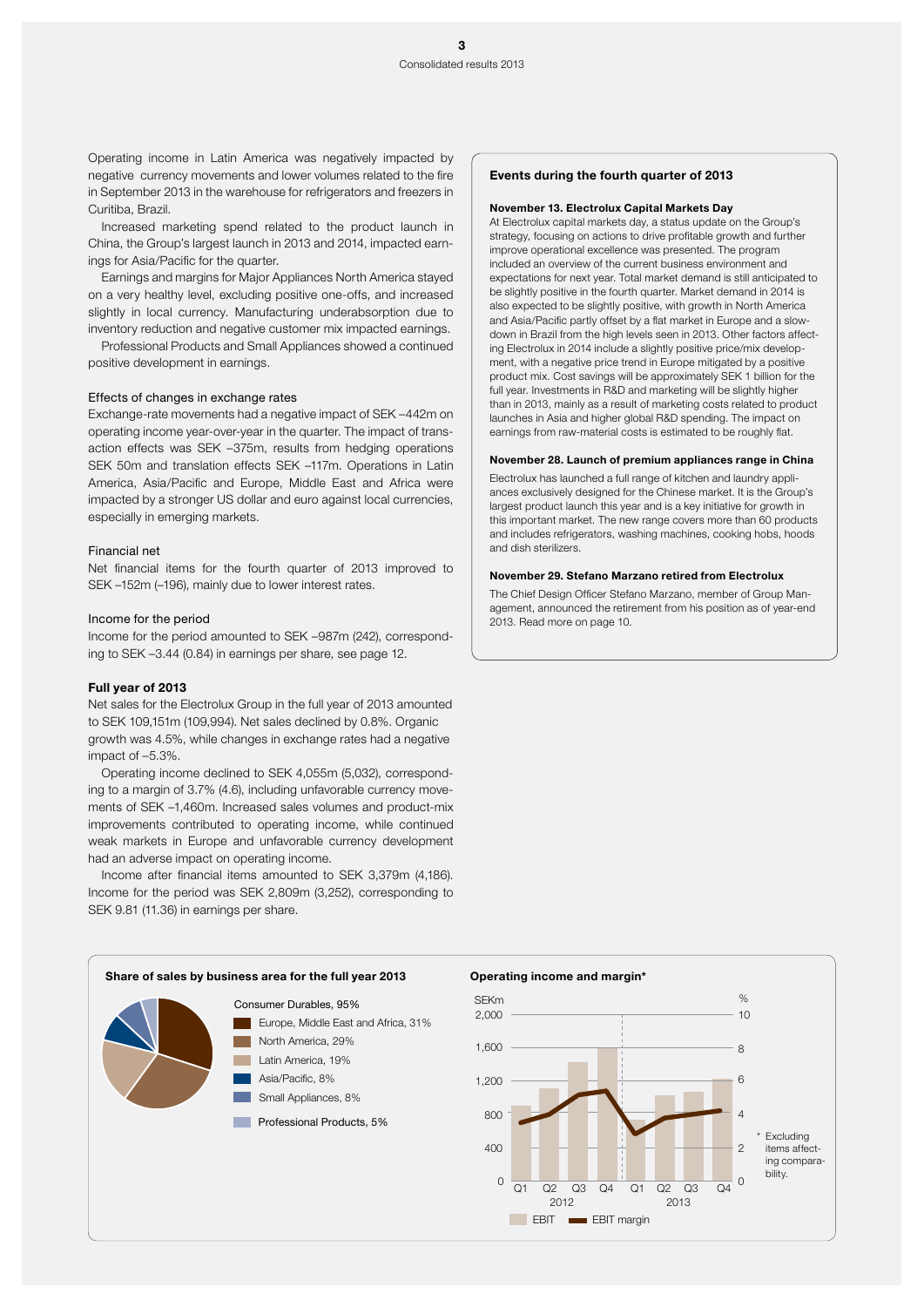Operating income in Latin America was negatively impacted by negative currency movements and lower volumes related to the fire in September 2013 in the warehouse for refrigerators and freezers in Curitiba, Brazil.

Increased marketing spend related to the product launch in China, the Group's largest launch in 2013 and 2014, impacted earnings for Asia/Pacific for the quarter.

Earnings and margins for Major Appliances North America stayed on a very healthy level, excluding positive one-offs, and increased slightly in local currency. Manufacturing underabsorption due to inventory reduction and negative customer mix impacted earnings.

Professional Products and Small Appliances showed a continued positive development in earnings.

### Effects of changes in exchange rates

Exchange-rate movements had a negative impact of SEK –442m on operating income year-over-year in the quarter. The impact of transaction effects was SEK –375m, results from hedging operations SEK 50m and translation effects SEK –117m. Operations in Latin America, Asia/Pacific and Europe, Middle East and Africa were impacted by a stronger US dollar and euro against local currencies, especially in emerging markets.

### Financial net

Net financial items for the fourth quarter of 2013 improved to SEK –152m (–196), mainly due to lower interest rates.

### Income for the period

Income for the period amounted to SEK –987m (242), corresponding to SEK –3.44 (0.84) in earnings per share, see page 12.

### Full year of 2013

Net sales for the Electrolux Group in the full year of 2013 amounted to SEK 109,151m (109,994). Net sales declined by 0.8%. Organic growth was 4.5%, while changes in exchange rates had a negative impact of –5.3%.

Operating income declined to SEK 4,055m (5,032), corresponding to a margin of 3.7% (4.6), including unfavorable currency movements of SEK –1,460m. Increased sales volumes and product-mix improvements contributed to operating income, while continued weak markets in Europe and unfavorable currency development had an adverse impact on operating income.

Income after financial items amounted to SEK 3,379m (4,186). Income for the period was SEK 2,809m (3,252), corresponding to SEK 9.81 (11.36) in earnings per share.

### Events during the fourth quarter of 2013

**November 13. Electrolux Capital Markets Day**

At Electrolux capital markets day, a status update on the Group's strategy, focusing on actions to drive profitable growth and further improve operational excellence was presented. The program included an overview of the current business environment and expectations for next year. Total market demand is still anticipated to be slightly positive in the fourth quarter. Market demand in 2014 is also expected to be slightly positive, with growth in North America and Asia/Pacific partly offset by a flat market in Europe and a slowdown in Brazil from the high levels seen in 2013. Other factors affecting Electrolux in 2014 include a slightly positive price/mix development, with a negative price trend in Europe mitigated by a positive product mix. Cost savings will be approximately SEK 1 billion for the full year. Investments in R&D and marketing will be slightly higher than in 2013, mainly as a result of marketing costs related to product launches in Asia and higher global R&D spending. The impact on earnings from raw-material costs is estimated to be roughly flat.

**November 28. Launch of premium appliances range in China**

Electrolux has launched a full range of kitchen and laundry appliances exclusively designed for the Chinese market. It is the Group's largest product launch this year and is a key initiative for growth in this important market. The new range covers more than 60 products and includes refrigerators, washing machines, cooking hobs, hoods and dish sterilizers.

**November 29. Stefano Marzano retired from Electrolux**

The Chief Design Officer Stefano Marzano, member of Group Management, announced the retirement from his position as of year-end 2013. Read more on page 10.

**Share of sales by business area for the full year 2013**

Consumer Durables, 95%
- Europe, Middle East and Africa, 31%
- North America, 29%
- Latin America, 19%
- Asia/Pacific, 8%
- Small Appliances, 8%

Professional Products, 5%

**Operating income and margin***

(Chart: EBIT in SEKm and EBIT margin in %, Q1–Q4 2012 and Q1–Q4 2013)

\* Excluding items affecting comparability.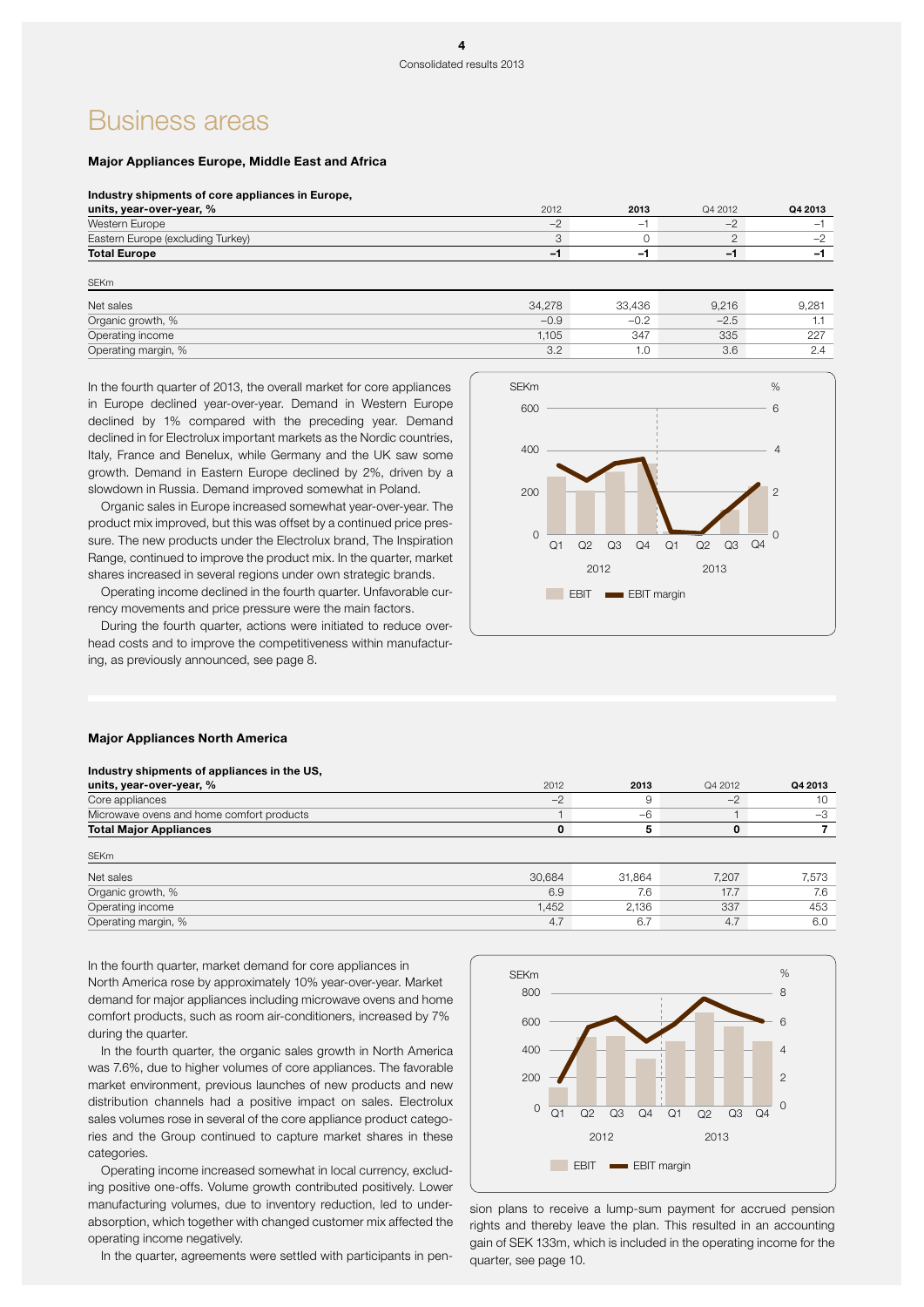# Business areas

### Major Appliances Europe, Middle East and Africa

| Industry shipments of core appliances in Europe, units, year-over-year, % | 2012 | 2013 | Q4 2012 | Q4 2013 |
|---|---|---|---|---|
| Western Europe | –2 | –1 | –2 | –1 |
| Eastern Europe (excluding Turkey) | 3 | 0 | 2 | –2 |
| **Total Europe** | **–1** | **–1** | **–1** | **–1** |

| SEKm | | | | |
|---|---|---|---|---|
| Net sales | 34,278 | 33,436 | 9,216 | 9,281 |
| Organic growth, % | –0.9 | –0.2 | –2.5 | 1.1 |
| Operating income | 1,105 | 347 | 335 | 227 |
| Operating margin, % | 3.2 | 1.0 | 3.6 | 2.4 |

In the fourth quarter of 2013, the overall market for core appliances in Europe declined year-over-year. Demand in Western Europe declined by 1% compared with the preceding year. Demand declined in for Electrolux important markets as the Nordic countries, Italy, France and Benelux, while Germany and the UK saw some growth. Demand in Eastern Europe declined by 2%, driven by a slowdown in Russia. Demand improved somewhat in Poland.

Organic sales in Europe increased somewhat year-over-year. The product mix improved, but this was offset by a continued price pressure. The new products under the Electrolux brand, The Inspiration Range, continued to improve the product mix. In the quarter, market shares increased in several regions under own strategic brands.

Operating income declined in the fourth quarter. Unfavorable currency movements and price pressure were the main factors.

During the fourth quarter, actions were initiated to reduce overhead costs and to improve the competitiveness within manufacturing, as previously announced, see page 8.

### Major Appliances North America

| Industry shipments of appliances in the US, units, year-over-year, % | 2012 | 2013 | Q4 2012 | Q4 2013 |
|---|---|---|---|---|
| Core appliances | –2 | 9 | –2 | 10 |
| Microwave ovens and home comfort products | 1 | –6 | 1 | –3 |
| **Total Major Appliances** | **0** | **5** | **0** | **7** |

| SEKm | | | | |
|---|---|---|---|---|
| Net sales | 30,684 | 31,864 | 7,207 | 7,573 |
| Organic growth, % | 6.9 | 7.6 | 17.7 | 7.6 |
| Operating income | 1,452 | 2,136 | 337 | 453 |
| Operating margin, % | 4.7 | 6.7 | 4.7 | 6.0 |

In the fourth quarter, market demand for core appliances in North America rose by approximately 10% year-over-year. Market demand for major appliances including microwave ovens and home comfort products, such as room air-conditioners, increased by 7% during the quarter.

In the fourth quarter, the organic sales growth in North America was 7.6%, due to higher volumes of core appliances. The favorable market environment, previous launches of new products and new distribution channels had a positive impact on sales. Electrolux sales volumes rose in several of the core appliance product categories and the Group continued to capture market shares in these categories.

Operating income increased somewhat in local currency, excluding positive one-offs. Volume growth contributed positively. Lower manufacturing volumes, due to inventory reduction, led to underabsorption, which together with changed customer mix affected the operating income negatively.

In the quarter, agreements were settled with participants in pension plans to receive a lump-sum payment for accrued pension rights and thereby leave the plan. This resulted in an accounting gain of SEK 133m, which is included in the operating income for the quarter, see page 10.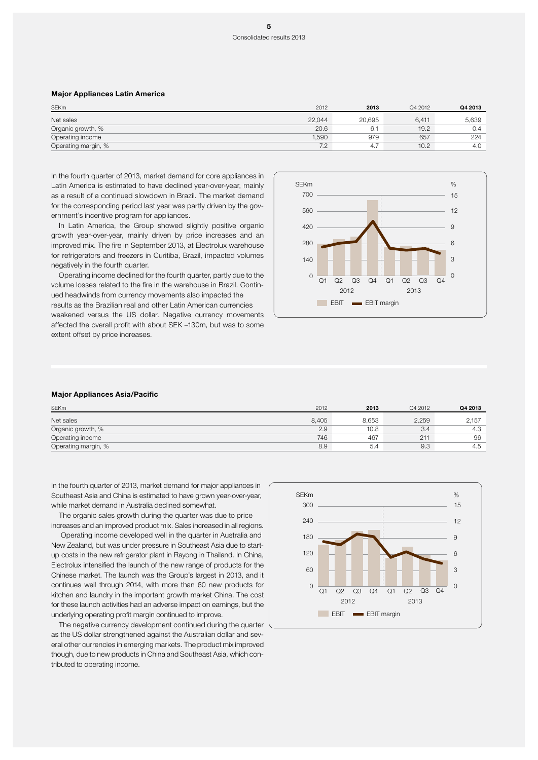### Major Appliances Latin America

| SEKm | 2012 | 2013 | Q4 2012 | Q4 2013 |
|---|---|---|---|---|
| Net sales | 22,044 | 20,695 | 6,411 | 5,639 |
| Organic growth, % | 20.6 | 6.1 | 19.2 | 0.4 |
| Operating income | 1,590 | 979 | 657 | 224 |
| Operating margin, % | 7.2 | 4.7 | 10.2 | 4.0 |

In the fourth quarter of 2013, market demand for core appliances in Latin America is estimated to have declined year-over-year, mainly as a result of a continued slowdown in Brazil. The market demand for the corresponding period last year was partly driven by the government's incentive program for appliances.

In Latin America, the Group showed slightly positive organic growth year-over-year, mainly driven by price increases and an improved mix. The fire in September 2013, at Electrolux warehouse for refrigerators and freezers in Curitiba, Brazil, impacted volumes negatively in the fourth quarter.

Operating income declined for the fourth quarter, partly due to the volume losses related to the fire in the warehouse in Brazil. Continued headwinds from currency movements also impacted the results as the Brazilian real and other Latin American currencies weakened versus the US dollar. Negative currency movements affected the overall profit with about SEK –130m, but was to some extent offset by price increases.

### Major Appliances Asia/Pacific

| SEKm | 2012 | 2013 | Q4 2012 | Q4 2013 |
|---|---|---|---|---|
| Net sales | 8,405 | 8,653 | 2,259 | 2,157 |
| Organic growth, % | 2.9 | 10.8 | 3.4 | 4.3 |
| Operating income | 746 | 467 | 211 | 96 |
| Operating margin, % | 8.9 | 5.4 | 9.3 | 4.5 |

In the fourth quarter of 2013, market demand for major appliances in Southeast Asia and China is estimated to have grown year-over-year, while market demand in Australia declined somewhat.

The organic sales growth during the quarter was due to price increases and an improved product mix. Sales increased in all regions.

Operating income developed well in the quarter in Australia and New Zealand, but was under pressure in Southeast Asia due to start-up costs in the new refrigerator plant in Rayong in Thailand. In China, Electrolux intensified the launch of the new range of products for the Chinese market. The launch was the Group's largest in 2013, and it continues well through 2014, with more than 60 new products for kitchen and laundry in the important growth market China. The cost for these launch activities had an adverse impact on earnings, but the underlying operating profit margin continued to improve.

The negative currency development continued during the quarter as the US dollar strengthened against the Australian dollar and several other currencies in emerging markets. The product mix improved though, due to new products in China and Southeast Asia, which contributed to operating income.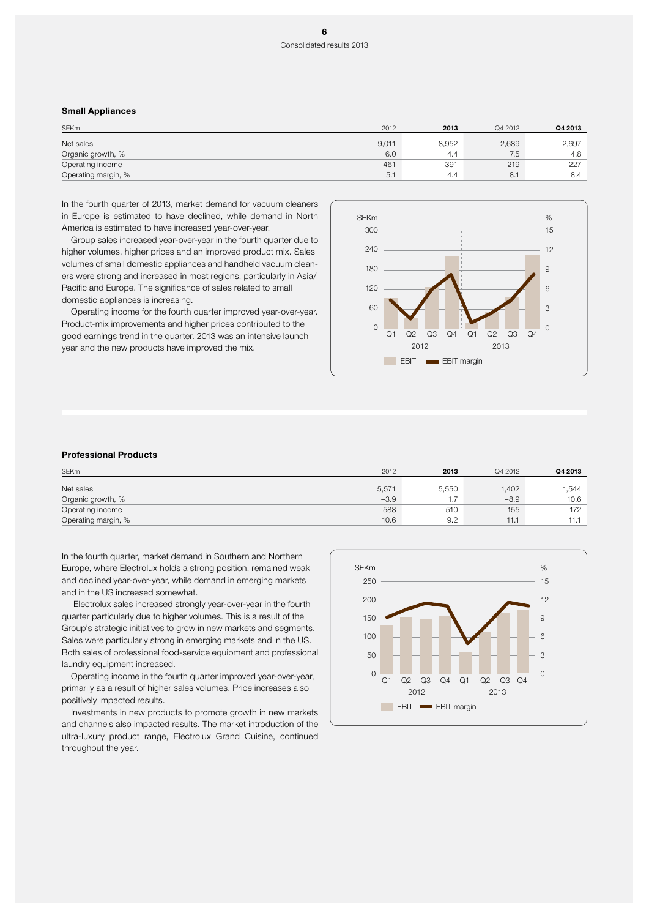### Small Appliances

| SEKm | 2012 | 2013 | Q4 2012 | Q4 2013 |
|---|---|---|---|---|
| Net sales | 9,011 | 8,952 | 2,689 | 2,697 |
| Organic growth, % | 6.0 | 4.4 | 7.5 | 4.8 |
| Operating income | 461 | 391 | 219 | 227 |
| Operating margin, % | 5.1 | 4.4 | 8.1 | 8.4 |

In the fourth quarter of 2013, market demand for vacuum cleaners in Europe is estimated to have declined, while demand in North America is estimated to have increased year-over-year.

Group sales increased year-over-year in the fourth quarter due to higher volumes, higher prices and an improved product mix. Sales volumes of small domestic appliances and handheld vacuum cleaners were strong and increased in most regions, particularly in Asia/Pacific and Europe. The significance of sales related to small domestic appliances is increasing.

Operating income for the fourth quarter improved year-over-year. Product-mix improvements and higher prices contributed to the good earnings trend in the quarter. 2013 was an intensive launch year and the new products have improved the mix.

### Professional Products

| SEKm | 2012 | 2013 | Q4 2012 | Q4 2013 |
|---|---|---|---|---|
| Net sales | 5,571 | 5,550 | 1,402 | 1,544 |
| Organic growth, % | –3.9 | 1.7 | –8.9 | 10.6 |
| Operating income | 588 | 510 | 155 | 172 |
| Operating margin, % | 10.6 | 9.2 | 11.1 | 11.1 |

In the fourth quarter, market demand in Southern and Northern Europe, where Electrolux holds a strong position, remained weak and declined year-over-year, while demand in emerging markets and in the US increased somewhat.

Electrolux sales increased strongly year-over-year in the fourth quarter particularly due to higher volumes. This is a result of the Group's strategic initiatives to grow in new markets and segments. Sales were particularly strong in emerging markets and in the US. Both sales of professional food-service equipment and professional laundry equipment increased.

Operating income in the fourth quarter improved year-over-year, primarily as a result of higher sales volumes. Price increases also positively impacted results.

Investments in new products to promote growth in new markets and channels also impacted results. The market introduction of the ultra-luxury product range, Electrolux Grand Cuisine, continued throughout the year.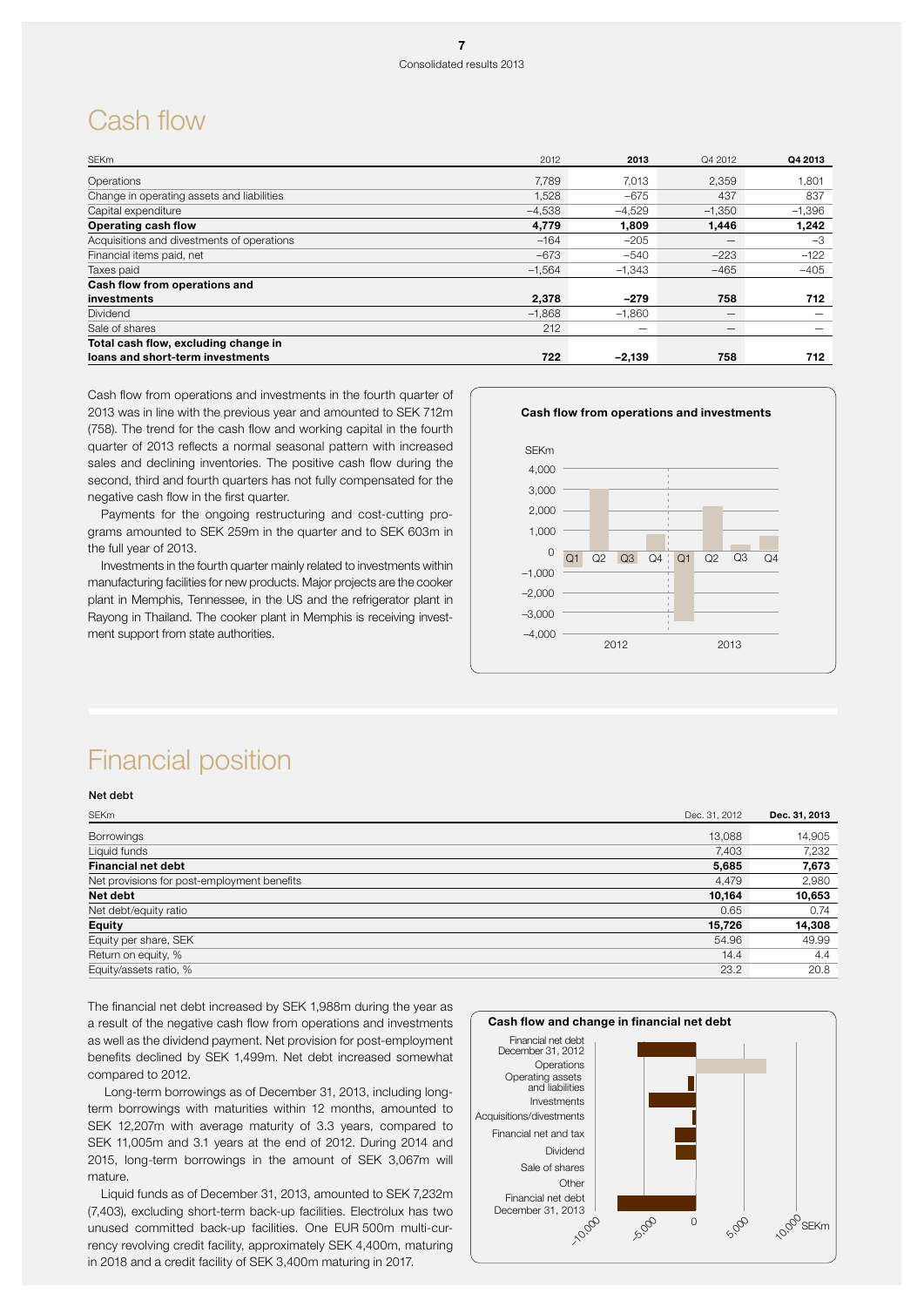# Cash flow

| SEKm | 2012 | 2013 | Q4 2012 | Q4 2013 |
|---|---|---|---|---|
| Operations | 7,789 | 7,013 | 2,359 | 1,801 |
| Change in operating assets and liabilities | 1,528 | –675 | 437 | 837 |
| Capital expenditure | –4,538 | –4,529 | –1,350 | –1,396 |
| **Operating cash flow** | **4,779** | **1,809** | **1,446** | **1,242** |
| Acquisitions and divestments of operations | –164 | –205 | — | –3 |
| Financial items paid, net | –673 | –540 | –223 | –122 |
| Taxes paid | –1,564 | –1,343 | –465 | –405 |
| **Cash flow from operations and investments** | **2,378** | **–279** | **758** | **712** |
| Dividend | –1,868 | –1,860 | — | — |
| Sale of shares | 212 | — | — | — |
| **Total cash flow, excluding change in loans and short-term investments** | **722** | **–2,139** | **758** | **712** |

Cash flow from operations and investments in the fourth quarter of 2013 was in line with the previous year and amounted to SEK 712m (758). The trend for the cash flow and working capital in the fourth quarter of 2013 reflects a normal seasonal pattern with increased sales and declining inventories. The positive cash flow during the second, third and fourth quarters has not fully compensated for the negative cash flow in the first quarter.

Payments for the ongoing restructuring and cost-cutting programs amounted to SEK 259m in the quarter and to SEK 603m in the full year of 2013.

Investments in the fourth quarter mainly related to investments within manufacturing facilities for new products. Major projects are the cooker plant in Memphis, Tennessee, in the US and the refrigerator plant in Rayong in Thailand. The cooker plant in Memphis is receiving investment support from state authorities.

**Cash flow from operations and investments**

# Financial position

**Net debt**

| SEKm | Dec. 31, 2012 | Dec. 31, 2013 |
|---|---|---|
| Borrowings | 13,088 | 14,905 |
| Liquid funds | 7,403 | 7,232 |
| **Financial net debt** | **5,685** | **7,673** |
| Net provisions for post-employment benefits | 4,479 | 2,980 |
| **Net debt** | **10,164** | **10,653** |
| Net debt/equity ratio | 0.65 | 0.74 |
| **Equity** | **15,726** | **14,308** |
| Equity per share, SEK | 54.96 | 49.99 |
| Return on equity, % | 14.4 | 4.4 |
| Equity/assets ratio, % | 23.2 | 20.8 |

The financial net debt increased by SEK 1,988m during the year as a result of the negative cash flow from operations and investments as well as the dividend payment. Net provision for post-employment benefits declined by SEK 1,499m. Net debt increased somewhat compared to 2012.

Long-term borrowings as of December 31, 2013, including long-term borrowings with maturities within 12 months, amounted to SEK 12,207m with average maturity of 3.3 years, compared to SEK 11,005m and 3.1 years at the end of 2012. During 2014 and 2015, long-term borrowings in the amount of SEK 3,067m will mature.

Liquid funds as of December 31, 2013, amounted to SEK 7,232m (7,403), excluding short-term back-up facilities. Electrolux has two unused committed back-up facilities. One EUR 500m multi-currency revolving credit facility, approximately SEK 4,400m, maturing in 2018 and a credit facility of SEK 3,400m maturing in 2017.

**Cash flow and change in financial net debt**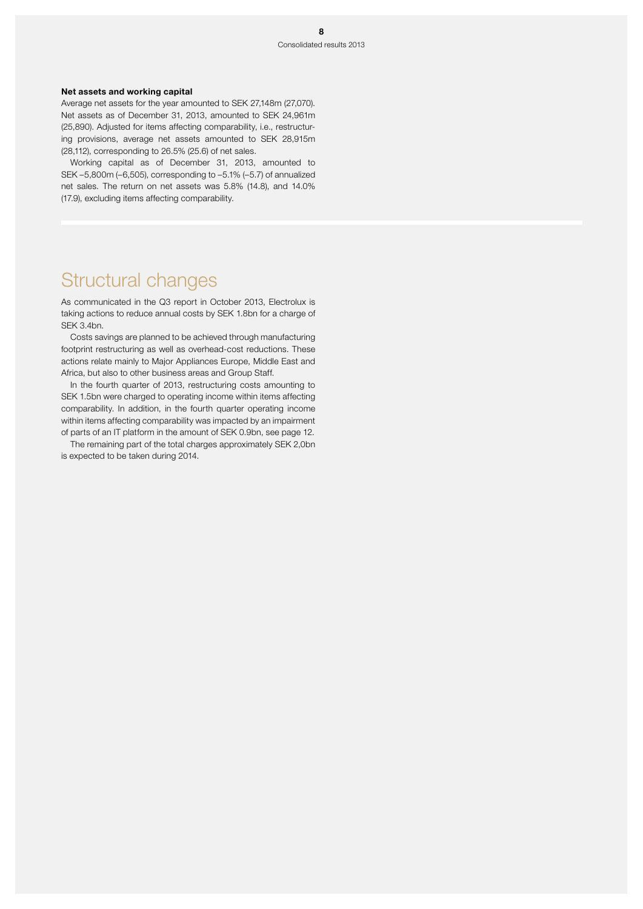#### Net assets and working capital

Average net assets for the year amounted to SEK 27,148m (27,070). Net assets as of December 31, 2013, amounted to SEK 24,961m (25,890). Adjusted for items affecting comparability, i.e., restructuring provisions, average net assets amounted to SEK 28,915m (28,112), corresponding to 26.5% (25.6) of net sales.

Working capital as of December 31, 2013, amounted to SEK –5,800m (–6,505), corresponding to –5.1% (–5.7) of annualized net sales. The return on net assets was 5.8% (14.8), and 14.0% (17.9), excluding items affecting comparability.

# Structural changes

As communicated in the Q3 report in October 2013, Electrolux is taking actions to reduce annual costs by SEK 1.8bn for a charge of SEK 3.4bn.

Costs savings are planned to be achieved through manufacturing footprint restructuring as well as overhead-cost reductions. These actions relate mainly to Major Appliances Europe, Middle East and Africa, but also to other business areas and Group Staff.

In the fourth quarter of 2013, restructuring costs amounting to SEK 1.5bn were charged to operating income within items affecting comparability. In addition, in the fourth quarter operating income within items affecting comparability was impacted by an impairment of parts of an IT platform in the amount of SEK 0.9bn, see page 12.

The remaining part of the total charges approximately SEK 2,0bn is expected to be taken during 2014.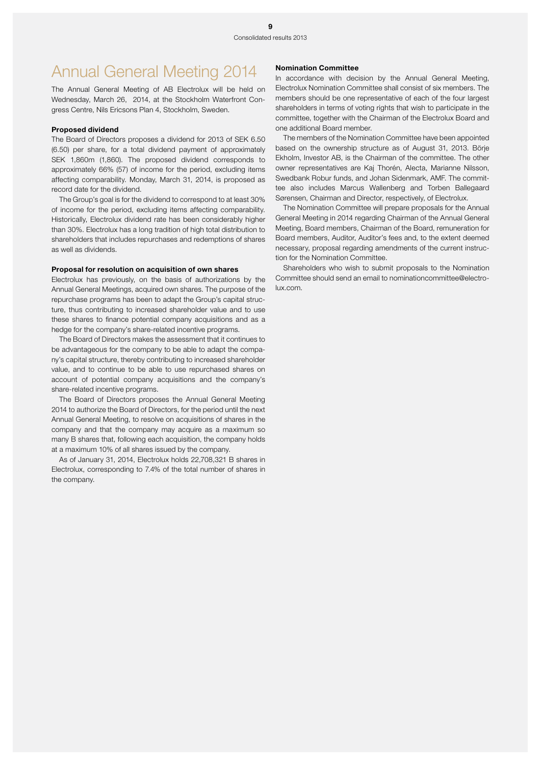# Annual General Meeting 2014

The Annual General Meeting of AB Electrolux will be held on Wednesday, March 26, 2014, at the Stockholm Waterfront Congress Centre, Nils Ericsons Plan 4, Stockholm, Sweden.

### Proposed dividend

The Board of Directors proposes a dividend for 2013 of SEK 6.50 (6.50) per share, for a total dividend payment of approximately SEK 1,860m (1,860). The proposed dividend corresponds to approximately 66% (57) of income for the period, excluding items affecting comparability. Monday, March 31, 2014, is proposed as record date for the dividend.

The Group's goal is for the dividend to correspond to at least 30% of income for the period, excluding items affecting comparability. Historically, Electrolux dividend rate has been considerably higher than 30%. Electrolux has a long tradition of high total distribution to shareholders that includes repurchases and redemptions of shares as well as dividends.

### Proposal for resolution on acquisition of own shares

Electrolux has previously, on the basis of authorizations by the Annual General Meetings, acquired own shares. The purpose of the repurchase programs has been to adapt the Group's capital structure, thus contributing to increased shareholder value and to use these shares to finance potential company acquisitions and as a hedge for the company's share-related incentive programs.

The Board of Directors makes the assessment that it continues to be advantageous for the company to be able to adapt the company's capital structure, thereby contributing to increased shareholder value, and to continue to be able to use repurchased shares on account of potential company acquisitions and the company's share-related incentive programs.

The Board of Directors proposes the Annual General Meeting 2014 to authorize the Board of Directors, for the period until the next Annual General Meeting, to resolve on acquisitions of shares in the company and that the company may acquire as a maximum so many B shares that, following each acquisition, the company holds at a maximum 10% of all shares issued by the company.

As of January 31, 2014, Electrolux holds 22,708,321 B shares in Electrolux, corresponding to 7.4% of the total number of shares in the company.

### Nomination Committee

In accordance with decision by the Annual General Meeting, Electrolux Nomination Committee shall consist of six members. The members should be one representative of each of the four largest shareholders in terms of voting rights that wish to participate in the committee, together with the Chairman of the Electrolux Board and one additional Board member.

The members of the Nomination Committee have been appointed based on the ownership structure as of August 31, 2013. Börje Ekholm, Investor AB, is the Chairman of the committee. The other owner representatives are Kaj Thorén, Alecta, Marianne Nilsson, Swedbank Robur funds, and Johan Sidenmark, AMF. The committee also includes Marcus Wallenberg and Torben Ballegaard Sørensen, Chairman and Director, respectively, of Electrolux.

The Nomination Committee will prepare proposals for the Annual General Meeting in 2014 regarding Chairman of the Annual General Meeting, Board members, Chairman of the Board, remuneration for Board members, Auditor, Auditor's fees and, to the extent deemed necessary, proposal regarding amendments of the current instruction for the Nomination Committee.

Shareholders who wish to submit proposals to the Nomination Committee should send an email to nominationcommittee@electrolux.com.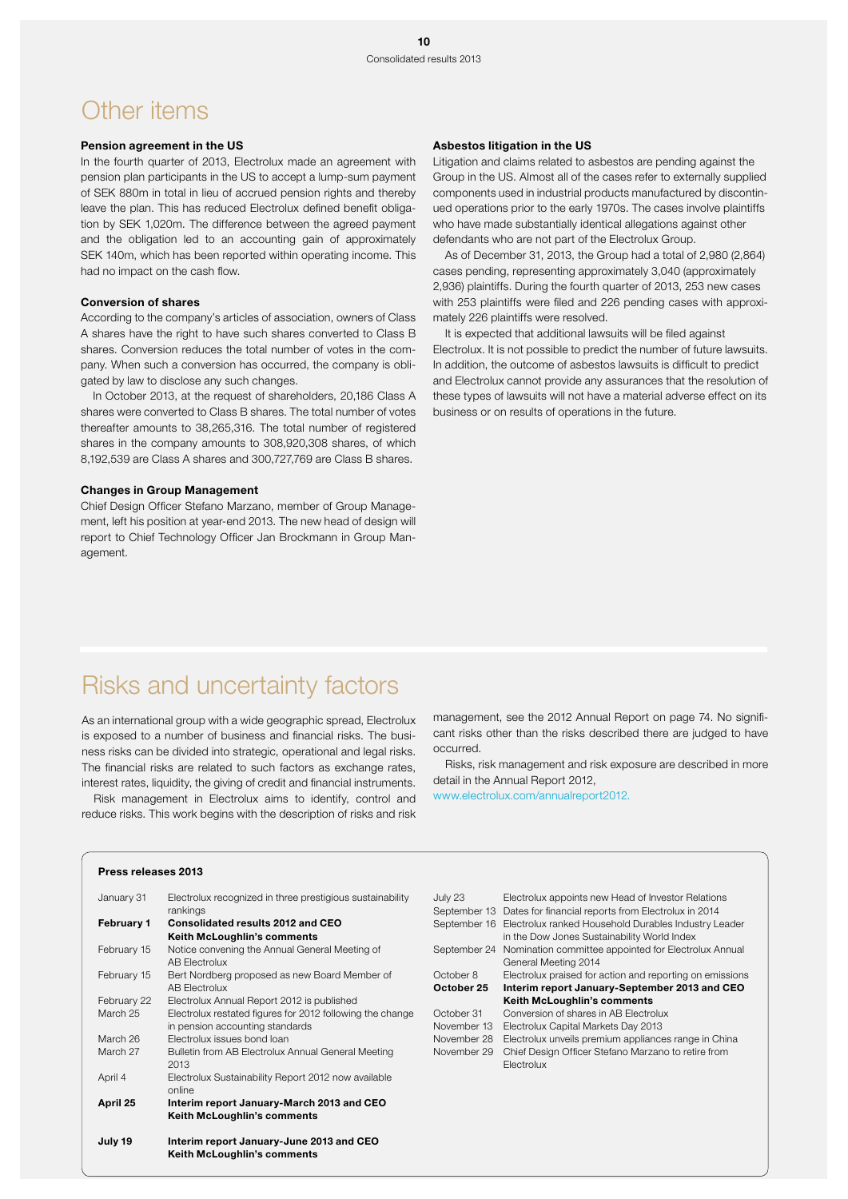# Other items

### Pension agreement in the US

In the fourth quarter of 2013, Electrolux made an agreement with pension plan participants in the US to accept a lump-sum payment of SEK 880m in total in lieu of accrued pension rights and thereby leave the plan. This has reduced Electrolux defined benefit obligation by SEK 1,020m. The difference between the agreed payment and the obligation led to an accounting gain of approximately SEK 140m, which has been reported within operating income. This had no impact on the cash flow.

### Conversion of shares

According to the company's articles of association, owners of Class A shares have the right to have such shares converted to Class B shares. Conversion reduces the total number of votes in the company. When such a conversion has occurred, the company is obligated by law to disclose any such changes.

In October 2013, at the request of shareholders, 20,186 Class A shares were converted to Class B shares. The total number of votes thereafter amounts to 38,265,316. The total number of registered shares in the company amounts to 308,920,308 shares, of which 8,192,539 are Class A shares and 300,727,769 are Class B shares.

### Changes in Group Management

Chief Design Officer Stefano Marzano, member of Group Management, left his position at year-end 2013. The new head of design will report to Chief Technology Officer Jan Brockmann in Group Management.

### Asbestos litigation in the US

Litigation and claims related to asbestos are pending against the Group in the US. Almost all of the cases refer to externally supplied components used in industrial products manufactured by discontinued operations prior to the early 1970s. The cases involve plaintiffs who have made substantially identical allegations against other defendants who are not part of the Electrolux Group.

As of December 31, 2013, the Group had a total of 2,980 (2,864) cases pending, representing approximately 3,040 (approximately 2,936) plaintiffs. During the fourth quarter of 2013, 253 new cases with 253 plaintiffs were filed and 226 pending cases with approximately 226 plaintiffs were resolved.

It is expected that additional lawsuits will be filed against Electrolux. It is not possible to predict the number of future lawsuits. In addition, the outcome of asbestos lawsuits is difficult to predict and Electrolux cannot provide any assurances that the resolution of these types of lawsuits will not have a material adverse effect on its business or on results of operations in the future.

# Risks and uncertainty factors

As an international group with a wide geographic spread, Electrolux is exposed to a number of business and financial risks. The business risks can be divided into strategic, operational and legal risks. The financial risks are related to such factors as exchange rates, interest rates, liquidity, the giving of credit and financial instruments.

Risk management in Electrolux aims to identify, control and reduce risks. This work begins with the description of risks and risk management, see the 2012 Annual Report on page 74. No significant risks other than the risks described there are judged to have occurred.

Risks, risk management and risk exposure are described in more detail in the Annual Report 2012, www.electrolux.com/annualreport2012.

### Press releases 2013

| Date | Press release |
|---|---|
| January 31 | Electrolux recognized in three prestigious sustainability rankings |
| **February 1** | **Consolidated results 2012 and CEO Keith McLoughlin's comments** |
| February 15 | Notice convening the Annual General Meeting of AB Electrolux |
| February 15 | Bert Nordberg proposed as new Board Member of AB Electrolux |
| February 22 | Electrolux Annual Report 2012 is published |
| March 25 | Electrolux restated figures for 2012 following the change in pension accounting standards |
| March 26 | Electrolux issues bond loan |
| March 27 | Bulletin from AB Electrolux Annual General Meeting 2013 |
| April 4 | Electrolux Sustainability Report 2012 now available online |
| **April 25** | **Interim report January-March 2013 and CEO Keith McLoughlin's comments** |
| **July 19** | **Interim report January-June 2013 and CEO Keith McLoughlin's comments** |
| July 23 | Electrolux appoints new Head of Investor Relations |
| September 13 | Dates for financial reports from Electrolux in 2014 |
| September 16 | Electrolux ranked Household Durables Industry Leader in the Dow Jones Sustainability World Index |
| September 24 | Nomination committee appointed for Electrolux Annual General Meeting 2014 |
| October 8 | Electrolux praised for action and reporting on emissions |
| **October 25** | **Interim report January-September 2013 and CEO Keith McLoughlin's comments** |
| October 31 | Conversion of shares in AB Electrolux |
| November 13 | Electrolux Capital Markets Day 2013 |
| November 28 | Electrolux unveils premium appliances range in China |
| November 29 | Chief Design Officer Stefano Marzano to retire from Electrolux |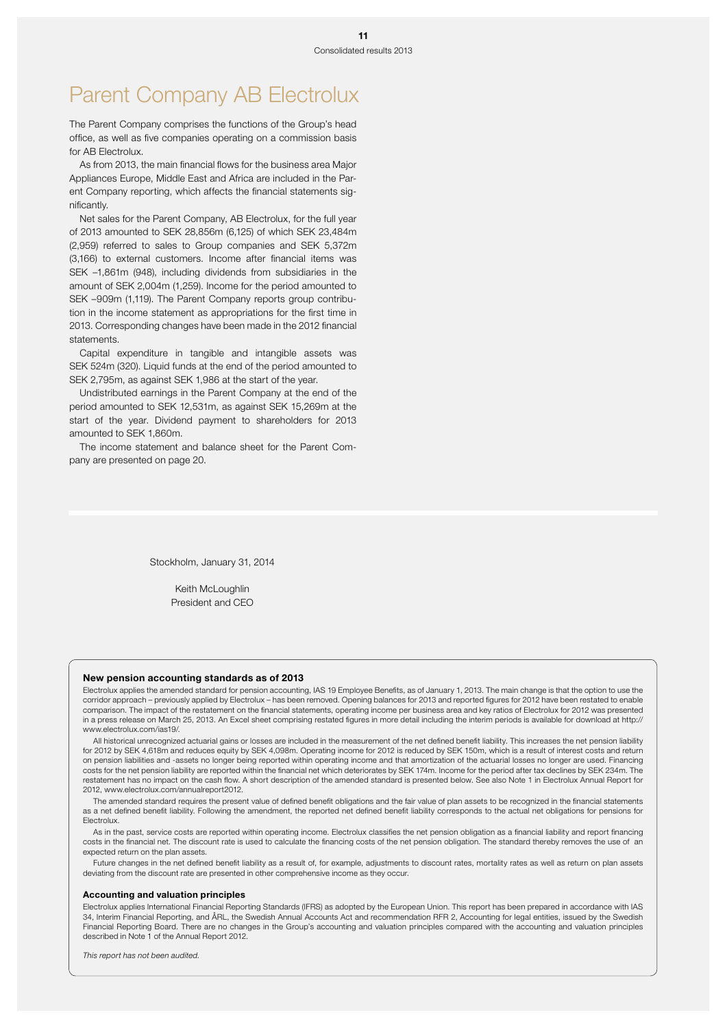# Parent Company AB Electrolux

The Parent Company comprises the functions of the Group's head office, as well as five companies operating on a commission basis for AB Electrolux.

As from 2013, the main financial flows for the business area Major Appliances Europe, Middle East and Africa are included in the Parent Company reporting, which affects the financial statements significantly.

Net sales for the Parent Company, AB Electrolux, for the full year of 2013 amounted to SEK 28,856m (6,125) of which SEK 23,484m (2,959) referred to sales to Group companies and SEK 5,372m (3,166) to external customers. Income after financial items was SEK –1,861m (948), including dividends from subsidiaries in the amount of SEK 2,004m (1,259). Income for the period amounted to SEK –909m (1,119). The Parent Company reports group contribution in the income statement as appropriations for the first time in 2013. Corresponding changes have been made in the 2012 financial statements.

Capital expenditure in tangible and intangible assets was SEK 524m (320). Liquid funds at the end of the period amounted to SEK 2,795m, as against SEK 1,986 at the start of the year.

Undistributed earnings in the Parent Company at the end of the period amounted to SEK 12,531m, as against SEK 15,269m at the start of the year. Dividend payment to shareholders for 2013 amounted to SEK 1,860m.

The income statement and balance sheet for the Parent Company are presented on page 20.

Stockholm, January 31, 2014

Keith McLoughlin
President and CEO

### New pension accounting standards as of 2013

Electrolux applies the amended standard for pension accounting, IAS 19 Employee Benefits, as of January 1, 2013. The main change is that the option to use the corridor approach – previously applied by Electrolux – has been removed. Opening balances for 2013 and reported figures for 2012 have been restated to enable comparison. The impact of the restatement on the financial statements, operating income per business area and key ratios of Electrolux for 2012 was presented in a press release on March 25, 2013. An Excel sheet comprising restated figures in more detail including the interim periods is available for download at http://www.electrolux.com/ias19/.

All historical unrecognized actuarial gains or losses are included in the measurement of the net defined benefit liability. This increases the net pension liability for 2012 by SEK 4,618m and reduces equity by SEK 4,098m. Operating income for 2012 is reduced by SEK 150m, which is a result of interest costs and return on pension liabilities and -assets no longer being reported within operating income and that amortization of the actuarial losses no longer are used. Financing costs for the net pension liability are reported within the financial net which deteriorates by SEK 174m. Income for the period after tax declines by SEK 234m. The restatement has no impact on the cash flow. A short description of the amended standard is presented below. See also Note 1 in Electrolux Annual Report for 2012, www.electrolux.com/annualreport2012.

The amended standard requires the present value of defined benefit obligations and the fair value of plan assets to be recognized in the financial statements as a net defined benefit liability. Following the amendment, the reported net defined benefit liability corresponds to the actual net obligations for pensions for Electrolux.

As in the past, service costs are reported within operating income. Electrolux classifies the net pension obligation as a financial liability and report financing costs in the financial net. The discount rate is used to calculate the financing costs of the net pension obligation. The standard thereby removes the use of an expected return on the plan assets.

Future changes in the net defined benefit liability as a result of, for example, adjustments to discount rates, mortality rates as well as return on plan assets deviating from the discount rate are presented in other comprehensive income as they occur.

### Accounting and valuation principles

Electrolux applies International Financial Reporting Standards (IFRS) as adopted by the European Union. This report has been prepared in accordance with IAS 34, Interim Financial Reporting, and ÅRL, the Swedish Annual Accounts Act and recommendation RFR 2, Accounting for legal entities, issued by the Swedish Financial Reporting Board. There are no changes in the Group's accounting and valuation principles compared with the accounting and valuation principles described in Note 1 of the Annual Report 2012.

*This report has not been audited.*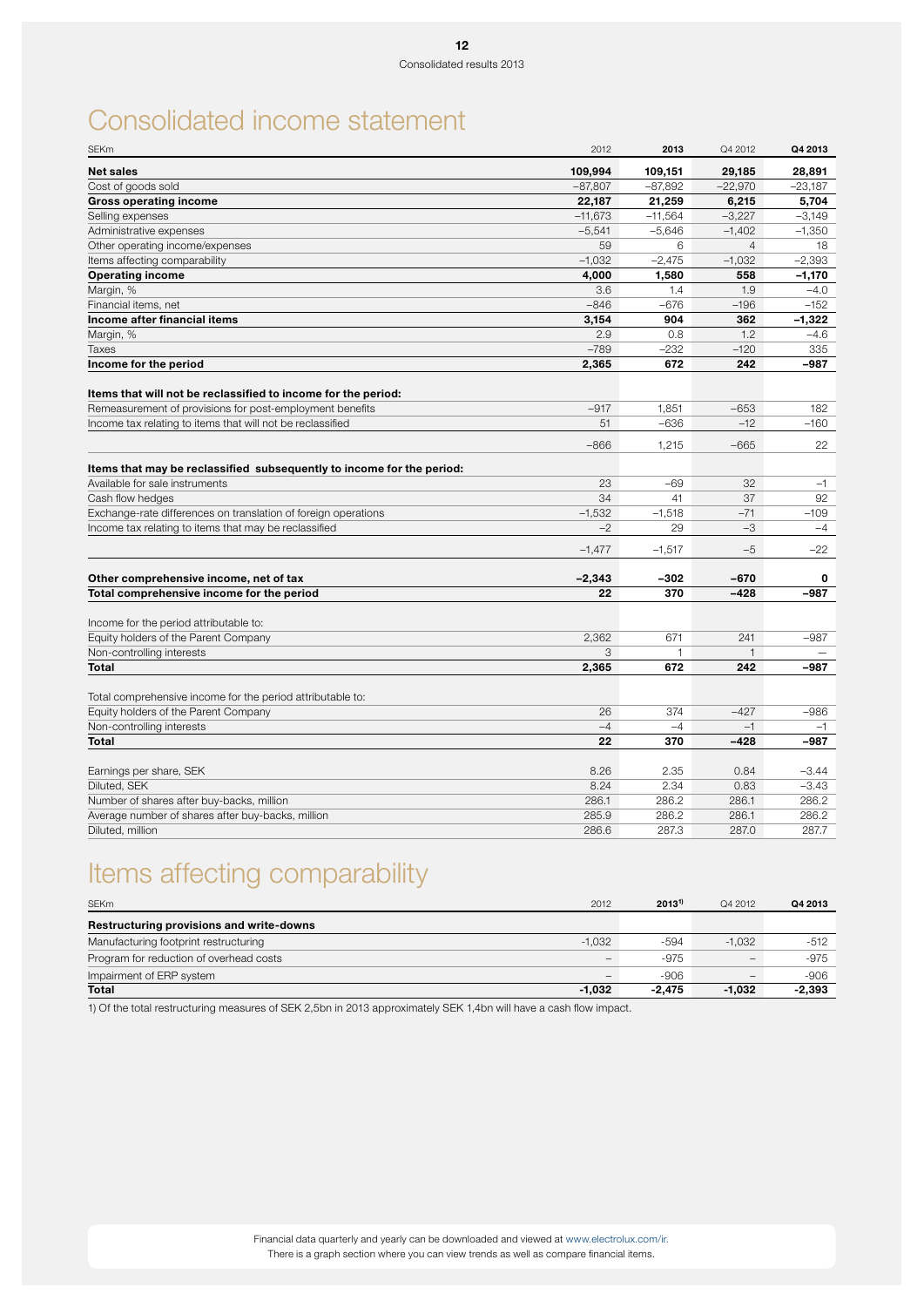# Consolidated income statement

| SEKm | 2012 | 2013 | Q4 2012 | Q4 2013 |
|---|---|---|---|---|
| **Net sales** | **109,994** | **109,151** | **29,185** | **28,891** |
| Cost of goods sold | –87,807 | –87,892 | –22,970 | –23,187 |
| **Gross operating income** | **22,187** | **21,259** | **6,215** | **5,704** |
| Selling expenses | –11,673 | –11,564 | –3,227 | –3,149 |
| Administrative expenses | –5,541 | –5,646 | –1,402 | –1,350 |
| Other operating income/expenses | 59 | 6 | 4 | 18 |
| Items affecting comparability | –1,032 | –2,475 | –1,032 | –2,393 |
| **Operating income** | **4,000** | **1,580** | **558** | **–1,170** |
| Margin, % | 3.6 | 1.4 | 1.9 | –4.0 |
| Financial items, net | –846 | –676 | –196 | –152 |
| **Income after financial items** | **3,154** | **904** | **362** | **–1,322** |
| Margin, % | 2.9 | 0.8 | 1.2 | –4.6 |
| Taxes | –789 | –232 | –120 | 335 |
| **Income for the period** | **2,365** | **672** | **242** | **–987** |
| | | | | |
| **Items that will not be reclassified to income for the period:** | | | | |
| Remeasurement of provisions for post-employment benefits | –917 | 1,851 | –653 | 182 |
| Income tax relating to items that will not be reclassified | 51 | –636 | –12 | –160 |
| | –866 | 1,215 | –665 | 22 |
| | | | | |
| **Items that may be reclassified subsequently to income for the period:** | | | | |
| Available for sale instruments | 23 | –69 | 32 | –1 |
| Cash flow hedges | 34 | 41 | 37 | 92 |
| Exchange-rate differences on translation of foreign operations | –1,532 | –1,518 | –71 | –109 |
| Income tax relating to items that may be reclassified | –2 | 29 | –3 | –4 |
| | –1,477 | –1,517 | –5 | –22 |
| | | | | |
| **Other comprehensive income, net of tax** | **–2,343** | **–302** | **–670** | **0** |
| **Total comprehensive income for the period** | **22** | **370** | **–428** | **–987** |
| | | | | |
| Income for the period attributable to: | | | | |
| Equity holders of the Parent Company | 2,362 | 671 | 241 | –987 |
| Non-controlling interests | 3 | 1 | 1 | – |
| **Total** | **2,365** | **672** | **242** | **–987** |
| | | | | |
| Total comprehensive income for the period attributable to: | | | | |
| Equity holders of the Parent Company | 26 | 374 | –427 | –986 |
| Non-controlling interests | –4 | –4 | –1 | –1 |
| **Total** | **22** | **370** | **–428** | **–987** |
| | | | | |
| Earnings per share, SEK | 8.26 | 2.35 | 0.84 | –3.44 |
| Diluted, SEK | 8.24 | 2.34 | 0.83 | –3.43 |
| Number of shares after buy-backs, million | 286.1 | 286.2 | 286.1 | 286.2 |
| Average number of shares after buy-backs, million | 285.9 | 286.2 | 286.1 | 286.2 |
| Diluted, million | 286.6 | 287.3 | 287.0 | 287.7 |

# Items affecting comparability

| SEKm | 2012 | 2013[1] | Q4 2012 | Q4 2013 |
|---|---|---|---|---|
| **Restructuring provisions and write-downs** | | | | |
| Manufacturing footprint restructuring | -1,032 | -594 | -1,032 | -512 |
| Program for reduction of overhead costs | – | -975 | – | -975 |
| Impairment of ERP system | – | -906 | – | -906 |
| **Total** | **-1,032** | **-2,475** | **-1,032** | **-2,393** |

1) Of the total restructuring measures of SEK 2,5bn in 2013 approximately SEK 1,4bn will have a cash flow impact.

Financial data quarterly and yearly can be downloaded and viewed at www.electrolux.com/ir. There is a graph section where you can view trends as well as compare financial items.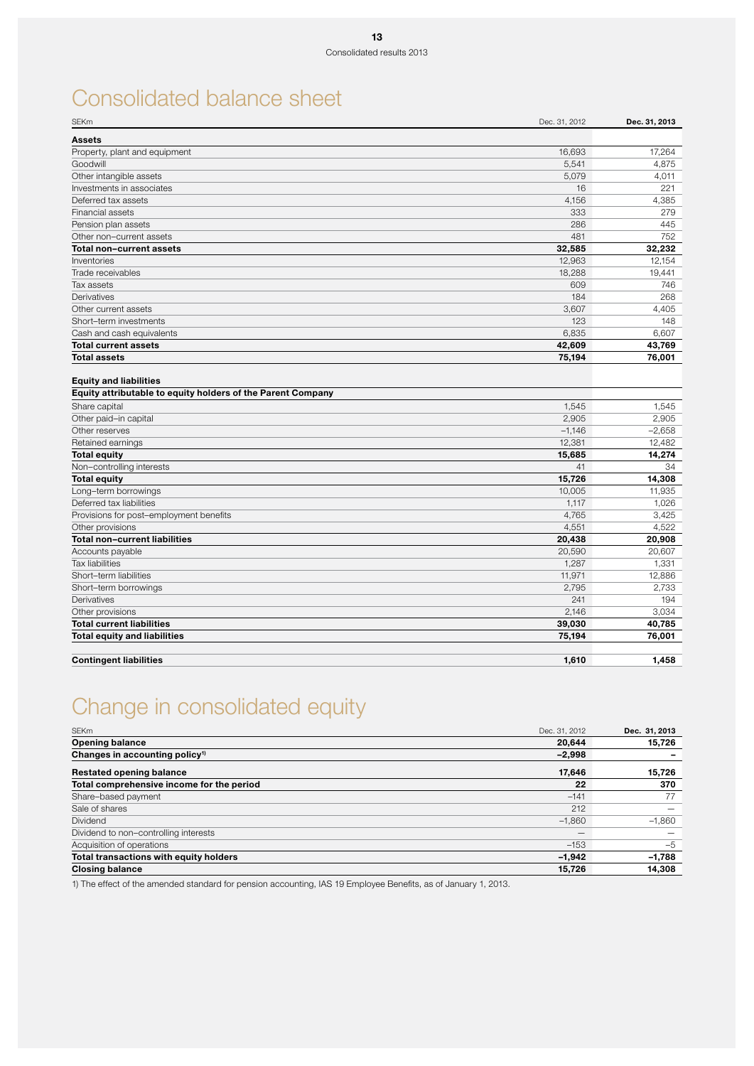# Consolidated balance sheet

| SEKm | Dec. 31, 2012 | Dec. 31, 2013 |
|---|---|---|
| **Assets** | | |
| Property, plant and equipment | 16,693 | 17,264 |
| Goodwill | 5,541 | 4,875 |
| Other intangible assets | 5,079 | 4,011 |
| Investments in associates | 16 | 221 |
| Deferred tax assets | 4,156 | 4,385 |
| Financial assets | 333 | 279 |
| Pension plan assets | 286 | 445 |
| Other non–current assets | 481 | 752 |
| **Total non–current assets** | **32,585** | **32,232** |
| Inventories | 12,963 | 12,154 |
| Trade receivables | 18,288 | 19,441 |
| Tax assets | 609 | 746 |
| Derivatives | 184 | 268 |
| Other current assets | 3,607 | 4,405 |
| Short–term investments | 123 | 148 |
| Cash and cash equivalents | 6,835 | 6,607 |
| **Total current assets** | **42,609** | **43,769** |
| **Total assets** | **75,194** | **76,001** |
| | | |
| **Equity and liabilities** | | |
| **Equity attributable to equity holders of the Parent Company** | | |
| Share capital | 1,545 | 1,545 |
| Other paid–in capital | 2,905 | 2,905 |
| Other reserves | –1,146 | –2,658 |
| Retained earnings | 12,381 | 12,482 |
| **Total equity** | **15,685** | **14,274** |
| Non–controlling interests | 41 | 34 |
| **Total equity** | **15,726** | **14,308** |
| Long–term borrowings | 10,005 | 11,935 |
| Deferred tax liabilities | 1,117 | 1,026 |
| Provisions for post–employment benefits | 4,765 | 3,425 |
| Other provisions | 4,551 | 4,522 |
| **Total non–current liabilities** | **20,438** | **20,908** |
| Accounts payable | 20,590 | 20,607 |
| Tax liabilities | 1,287 | 1,331 |
| Short–term liabilities | 11,971 | 12,886 |
| Short–term borrowings | 2,795 | 2,733 |
| Derivatives | 241 | 194 |
| Other provisions | 2,146 | 3,034 |
| **Total current liabilities** | **39,030** | **40,785** |
| **Total equity and liabilities** | **75,194** | **76,001** |
| | | |
| **Contingent liabilities** | **1,610** | **1,458** |

# Change in consolidated equity

| SEKm | Dec. 31, 2012 | Dec. 31, 2013 |
|---|---|---|
| **Opening balance** | **20,644** | **15,726** |
| **Changes in accounting policy**[1] | **–2,998** | **–** |
| **Restated opening balance** | **17,646** | **15,726** |
| **Total comprehensive income for the period** | **22** | **370** |
| Share–based payment | –141 | 77 |
| Sale of shares | 212 | — |
| Dividend | –1,860 | –1,860 |
| Dividend to non–controlling interests | — | — |
| Acquisition of operations | –153 | –5 |
| **Total transactions with equity holders** | **–1,942** | **–1,788** |
| **Closing balance** | **15,726** | **14,308** |

1) The effect of the amended standard for pension accounting, IAS 19 Employee Benefits, as of January 1, 2013.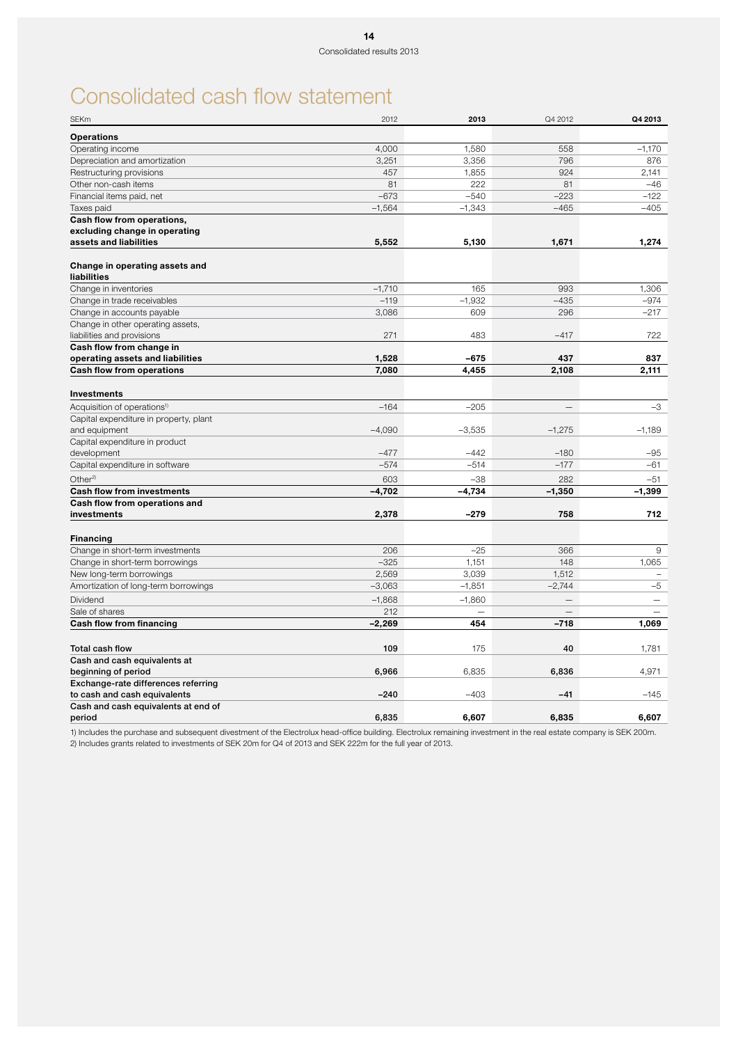# Consolidated cash flow statement

| SEKm | 2012 | **2013** | Q4 2012 | **Q4 2013** |
|---|---|---|---|---|
| **Operations** | | | | |
| Operating income | 4,000 | 1,580 | 558 | –1,170 |
| Depreciation and amortization | 3,251 | 3,356 | 796 | 876 |
| Restructuring provisions | 457 | 1,855 | 924 | 2,141 |
| Other non-cash items | 81 | 222 | 81 | –46 |
| Financial items paid, net | –673 | –540 | –223 | –122 |
| Taxes paid | –1,564 | –1,343 | –465 | –405 |
| **Cash flow from operations, excluding change in operating assets and liabilities** | **5,552** | **5,130** | **1,671** | **1,274** |
| **Change in operating assets and liabilities** | | | | |
| Change in inventories | –1,710 | 165 | 993 | 1,306 |
| Change in trade receivables | –119 | –1,932 | –435 | –974 |
| Change in accounts payable | 3,086 | 609 | 296 | –217 |
| Change in other operating assets, liabilities and provisions | 271 | 483 | –417 | 722 |
| **Cash flow from change in operating assets and liabilities** | **1,528** | **–675** | **437** | **837** |
| **Cash flow from operations** | **7,080** | **4,455** | **2,108** | **2,111** |
| **Investments** | | | | |
| Acquisition of operations[1] | –164 | –205 | – | –3 |
| Capital expenditure in property, plant and equipment | –4,090 | –3,535 | –1,275 | –1,189 |
| Capital expenditure in product development | –477 | –442 | –180 | –95 |
| Capital expenditure in software | –574 | –514 | –177 | –61 |
| Other[2] | 603 | –38 | 282 | –51 |
| **Cash flow from investments** | **–4,702** | **–4,734** | **–1,350** | **–1,399** |
| **Cash flow from operations and investments** | **2,378** | **–279** | **758** | **712** |
| **Financing** | | | | |
| Change in short-term investments | 206 | –25 | 366 | 9 |
| Change in short-term borrowings | –325 | 1,151 | 148 | 1,065 |
| New long-term borrowings | 2,569 | 3,039 | 1,512 | – |
| Amortization of long-term borrowings | –3,063 | –1,851 | –2,744 | –5 |
| Dividend | –1,868 | –1,860 | – | – |
| Sale of shares | 212 | – | – | – |
| **Cash flow from financing** | **–2,269** | **454** | **–718** | **1,069** |
| **Total cash flow** | **109** | 175 | **40** | 1,781 |
| **Cash and cash equivalents at beginning of period** | **6,966** | 6,835 | **6,836** | 4,971 |
| **Exchange-rate differences referring to cash and cash equivalents** | **–240** | –403 | **–41** | –145 |
| **Cash and cash equivalents at end of period** | **6,835** | **6,607** | **6,835** | **6,607** |

1) Includes the purchase and subsequent divestment of the Electrolux head-office building. Electrolux remaining investment in the real estate company is SEK 200m.
2) Includes grants related to investments of SEK 20m for Q4 of 2013 and SEK 222m for the full year of 2013.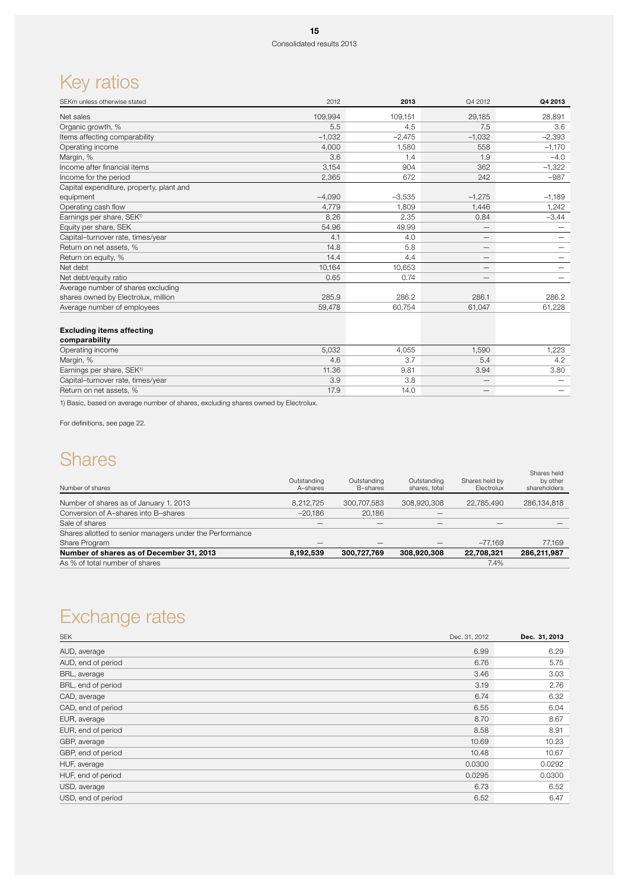# Key ratios

| SEKm unless otherwise stated | 2012 | **2013** | Q4 2012 | **Q4 2013** |
|---|---|---|---|---|
| Net sales | 109,994 | 109,151 | 29,185 | 28,891 |
| Organic growth, % | 5.5 | 4.5 | 7.5 | 3.6 |
| Items affecting comparability | –1,032 | –2,475 | –1,032 | –2,393 |
| Operating income | 4,000 | 1,580 | 558 | –1,170 |
| Margin, % | 3.6 | 1.4 | 1.9 | –4.0 |
| Income after financial items | 3,154 | 904 | 362 | –1,322 |
| Income for the period | 2,365 | 672 | 242 | –987 |
| Capital expenditure, property, plant and equipment | –4,090 | –3,535 | –1,275 | –1,189 |
| Operating cash flow | 4,779 | 1,809 | 1,446 | 1,242 |
| Earnings per share, SEK[1] | 8.26 | 2.35 | 0.84 | –3.44 |
| Equity per share, SEK | 54.96 | 49.99 | — | — |
| Capital–turnover rate, times/year | 4.1 | 4.0 | — | — |
| Return on net assets, % | 14.8 | 5.8 | — | — |
| Return on equity, % | 14.4 | 4.4 | — | — |
| Net debt | 10,164 | 10,653 | — | — |
| Net debt/equity ratio | 0.65 | 0.74 | — | — |
| Average number of shares excluding shares owned by Electrolux, million | 285.9 | 286.2 | 286.1 | 286.2 |
| Average number of employees | 59,478 | 60,754 | 61,047 | 61,228 |
| **Excluding items affecting comparability** | | | | |
| Operating income | 5,032 | 4,055 | 1,590 | 1,223 |
| Margin, % | 4.6 | 3.7 | 5.4 | 4.2 |
| Earnings per share, SEK[1] | 11.36 | 9.81 | 3.94 | 3.80 |
| Capital–turnover rate, times/year | 3.9 | 3.8 | — | — |
| Return on net assets, % | 17.9 | 14.0 | — | — |

1) Basic, based on average number of shares, excluding shares owned by Electrolux.

For definitions, see page 22.

# Shares

| Number of shares | Outstanding A–shares | Outstanding B–shares | Outstanding shares, total | Shares held by Electrolux | Shares held by other shareholders |
|---|---|---|---|---|---|
| Number of shares as of January 1, 2013 | 8,212,725 | 300,707,583 | 308,920,308 | 22,785,490 | 286,134,818 |
| Conversion of A–shares into B–shares | –20,186 | 20,186 | — | | |
| Sale of shares | — | — | — | — | — |
| Shares allotted to senior managers under the Performance Share Program | — | — | — | –77,169 | 77,169 |
| **Number of shares as of December 31, 2013** | **8,192,539** | **300,727,769** | **308,920,308** | **22,708,321** | **286,211,987** |
| As % of total number of shares | | | | 7.4% | |

# Exchange rates

| SEK | Dec. 31, 2012 | **Dec. 31, 2013** |
|---|---|---|
| AUD, average | 6.99 | 6.29 |
| AUD, end of period | 6.76 | 5.75 |
| BRL, average | 3.46 | 3.03 |
| BRL, end of period | 3.19 | 2.76 |
| CAD, average | 6.74 | 6.32 |
| CAD, end of period | 6.55 | 6.04 |
| EUR, average | 8.70 | 8.67 |
| EUR, end of period | 8.58 | 8.91 |
| GBP, average | 10.69 | 10.23 |
| GBP, end of period | 10.48 | 10.67 |
| HUF, average | 0.0300 | 0.0292 |
| HUF, end of period | 0.0295 | 0.0300 |
| USD, average | 6.73 | 6.52 |
| USD, end of period | 6.52 | 6.47 |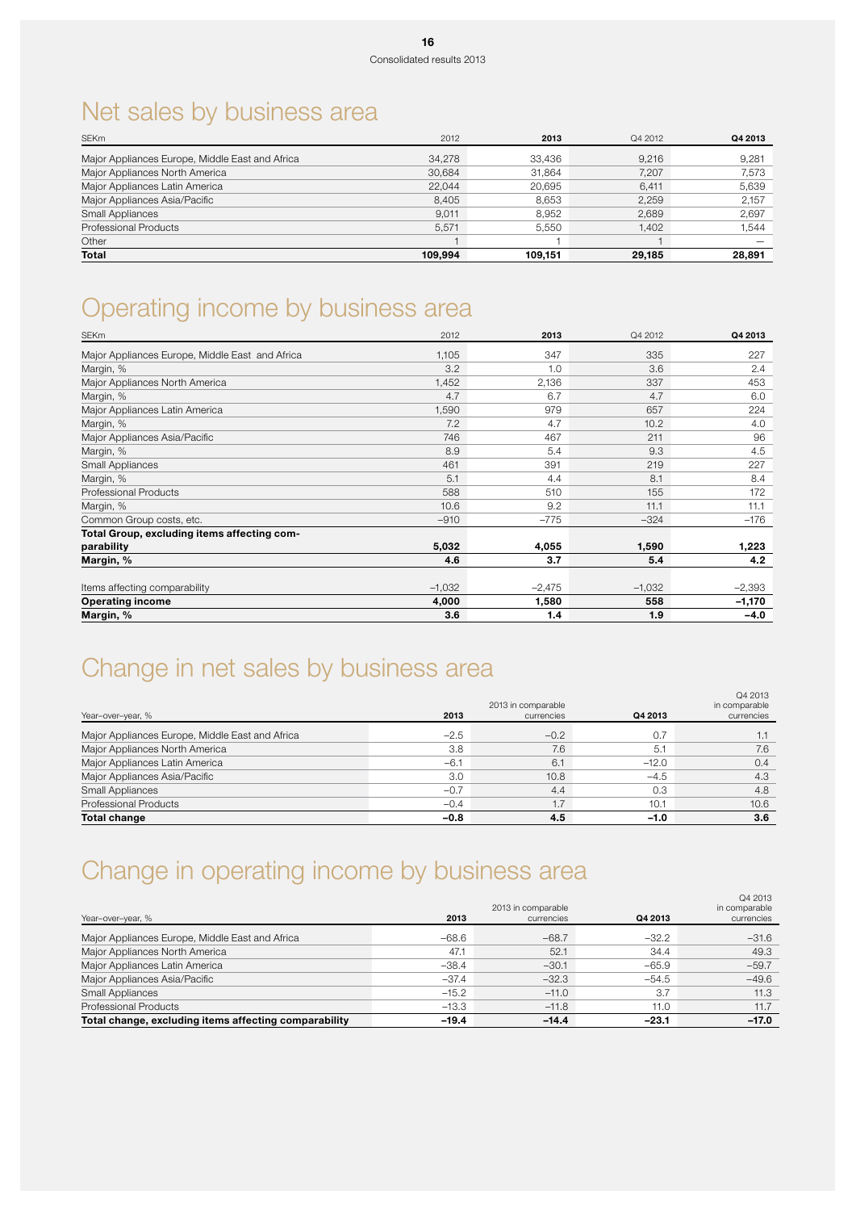# Net sales by business area

| SEKm | 2012 | 2013 | Q4 2012 | Q4 2013 |
|---|---|---|---|---|
| Major Appliances Europe, Middle East and Africa | 34,278 | 33,436 | 9,216 | 9,281 |
| Major Appliances North America | 30,684 | 31,864 | 7,207 | 7,573 |
| Major Appliances Latin America | 22,044 | 20,695 | 6,411 | 5,639 |
| Major Appliances Asia/Pacific | 8,405 | 8,653 | 2,259 | 2,157 |
| Small Appliances | 9,011 | 8,952 | 2,689 | 2,697 |
| Professional Products | 5,571 | 5,550 | 1,402 | 1,544 |
| Other | 1 | 1 | 1 | — |
| **Total** | **109,994** | **109,151** | **29,185** | **28,891** |

# Operating income by business area

| SEKm | 2012 | 2013 | Q4 2012 | Q4 2013 |
|---|---|---|---|---|
| Major Appliances Europe, Middle East and Africa | 1,105 | 347 | 335 | 227 |
| Margin, % | 3.2 | 1.0 | 3.6 | 2.4 |
| Major Appliances North America | 1,452 | 2,136 | 337 | 453 |
| Margin, % | 4.7 | 6.7 | 4.7 | 6.0 |
| Major Appliances Latin America | 1,590 | 979 | 657 | 224 |
| Margin, % | 7.2 | 4.7 | 10.2 | 4.0 |
| Major Appliances Asia/Pacific | 746 | 467 | 211 | 96 |
| Margin, % | 8.9 | 5.4 | 9.3 | 4.5 |
| Small Appliances | 461 | 391 | 219 | 227 |
| Margin, % | 5.1 | 4.4 | 8.1 | 8.4 |
| Professional Products | 588 | 510 | 155 | 172 |
| Margin, % | 10.6 | 9.2 | 11.1 | 11.1 |
| Common Group costs, etc. | –910 | –775 | –324 | –176 |
| **Total Group, excluding items affecting comparability** | **5,032** | **4,055** | **1,590** | **1,223** |
| **Margin, %** | **4.6** | **3.7** | **5.4** | **4.2** |
| Items affecting comparability | –1,032 | –2,475 | –1,032 | –2,393 |
| **Operating income** | **4,000** | **1,580** | **558** | **–1,170** |
| **Margin, %** | **3.6** | **1.4** | **1.9** | **–4.0** |

# Change in net sales by business area

| Year–over–year, % | 2013 | 2013 in comparable currencies | Q4 2013 | Q4 2013 in comparable currencies |
|---|---|---|---|---|
| Major Appliances Europe, Middle East and Africa | –2.5 | –0.2 | 0.7 | 1.1 |
| Major Appliances North America | 3.8 | 7.6 | 5.1 | 7.6 |
| Major Appliances Latin America | –6.1 | 6.1 | –12.0 | 0.4 |
| Major Appliances Asia/Pacific | 3.0 | 10.8 | –4.5 | 4.3 |
| Small Appliances | –0.7 | 4.4 | 0.3 | 4.8 |
| Professional Products | –0.4 | 1.7 | 10.1 | 10.6 |
| **Total change** | **–0.8** | **4.5** | **–1.0** | **3.6** |

# Change in operating income by business area

| Year–over–year, % | 2013 | 2013 in comparable currencies | Q4 2013 | Q4 2013 in comparable currencies |
|---|---|---|---|---|
| Major Appliances Europe, Middle East and Africa | –68.6 | –68.7 | –32.2 | –31.6 |
| Major Appliances North America | 47.1 | 52.1 | 34.4 | 49.3 |
| Major Appliances Latin America | –38.4 | –30.1 | –65.9 | –59.7 |
| Major Appliances Asia/Pacific | –37.4 | –32.3 | –54.5 | –49.6 |
| Small Appliances | –15.2 | –11.0 | 3.7 | 11.3 |
| Professional Products | –13.3 | –11.8 | 11.0 | 11.7 |
| **Total change, excluding items affecting comparability** | **–19.4** | **–14.4** | **–23.1** | **–17.0** |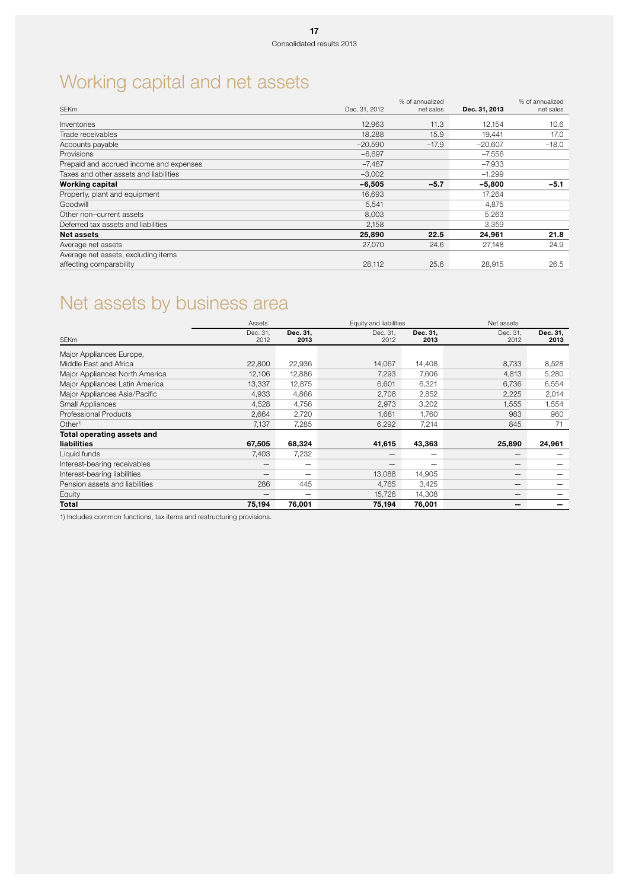# Working capital and net assets

| SEKm | Dec. 31, 2012 | % of annualized net sales | Dec. 31, 2013 | % of annualized net sales |
|---|---|---|---|---|
| Inventories | 12,963 | 11.3 | 12,154 | 10.6 |
| Trade receivables | 18,288 | 15.9 | 19,441 | 17.0 |
| Accounts payable | –20,590 | –17.9 | –20,607 | –18.0 |
| Provisions | –6,697 | | –7,556 | |
| Prepaid and accrued income and expenses | –7,467 | | –7,933 | |
| Taxes and other assets and liabilities | –3,002 | | –1,299 | |
| **Working capital** | **–6,505** | **–5.7** | **–5,800** | **–5.1** |
| Property, plant and equipment | 16,693 | | 17,264 | |
| Goodwill | 5,541 | | 4,875 | |
| Other non–current assets | 8,003 | | 5,263 | |
| Deferred tax assets and liabilities | 2,158 | | 3,359 | |
| **Net assets** | **25,890** | **22.5** | **24,961** | **21.8** |
| Average net assets | 27,070 | 24.6 | 27,148 | 24.9 |
| Average net assets, excluding items affecting comparability | 28,112 | 25.6 | 28,915 | 26.5 |

# Net assets by business area

| | Assets | | Equity and liabilities | | Net assets | |
|---|---|---|---|---|---|---|
| SEKm | Dec. 31, 2012 | Dec. 31, 2013 | Dec. 31, 2012 | Dec. 31, 2013 | Dec. 31, 2012 | Dec. 31, 2013 |
| Major Appliances Europe, Middle East and Africa | 22,800 | 22,936 | 14,067 | 14,408 | 8,733 | 8,528 |
| Major Appliances North America | 12,106 | 12,886 | 7,293 | 7,606 | 4,813 | 5,280 |
| Major Appliances Latin America | 13,337 | 12,875 | 6,601 | 6,321 | 6,736 | 6,554 |
| Major Appliances Asia/Pacific | 4,933 | 4,866 | 2,708 | 2,852 | 2,225 | 2,014 |
| Small Appliances | 4,528 | 4,756 | 2,973 | 3,202 | 1,555 | 1,554 |
| Professional Products | 2,664 | 2,720 | 1,681 | 1,760 | 983 | 960 |
| Other[1] | 7,137 | 7,285 | 6,292 | 7,214 | 845 | 71 |
| **Total operating assets and liabilities** | **67,505** | **68,324** | **41,615** | **43,363** | **25,890** | **24,961** |
| Liquid funds | 7,403 | 7,232 | — | — | — | — |
| Interest-bearing receivables | — | — | — | — | — | — |
| Interest-bearing liabilities | — | — | 13,088 | 14,905 | — | — |
| Pension assets and liabilities | 286 | 445 | 4,765 | 3,425 | — | — |
| Equity | — | — | 15,726 | 14,308 | — | — |
| **Total** | **75,194** | **76,001** | **75,194** | **76,001** | **—** | **—** |

1) Includes common functions, tax items and restructuring provisions.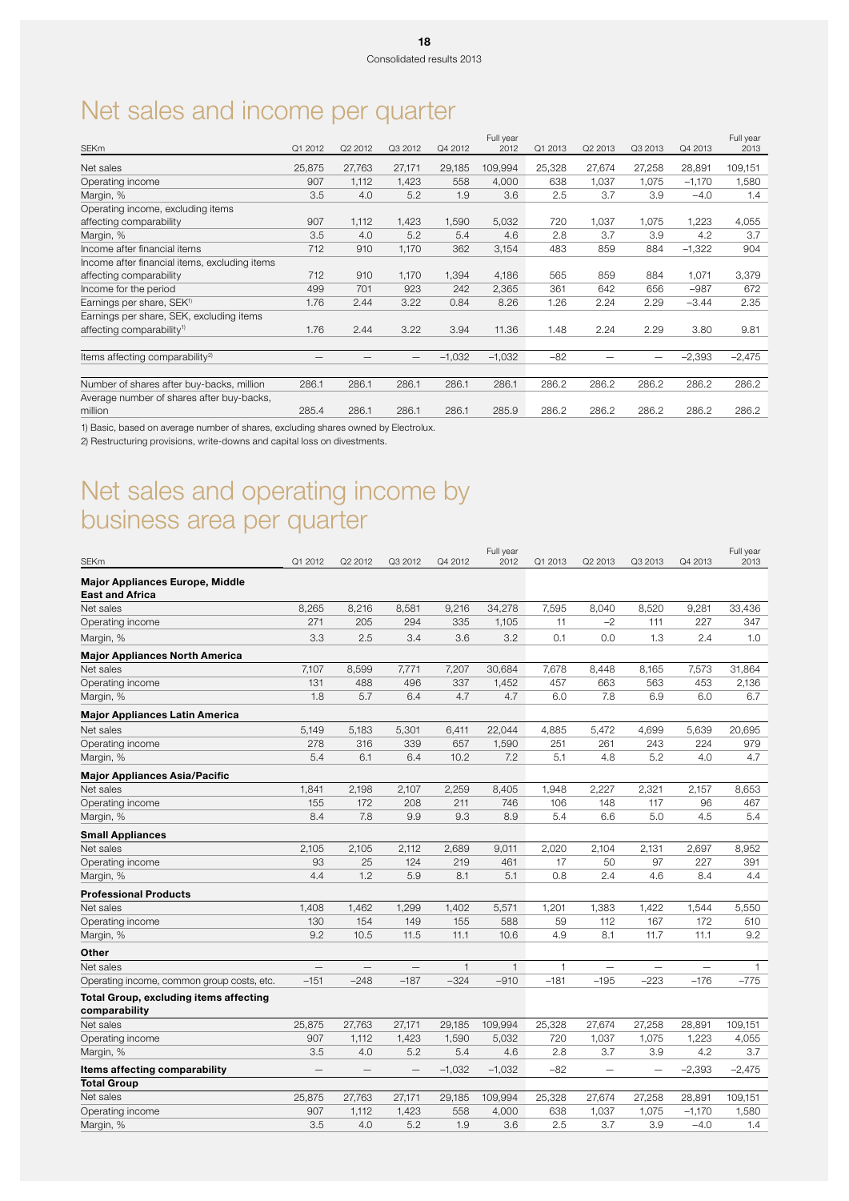# Net sales and income per quarter

| SEKm | Q1 2012 | Q2 2012 | Q3 2012 | Q4 2012 | Full year 2012 | Q1 2013 | Q2 2013 | Q3 2013 | Q4 2013 | Full year 2013 |
|---|---|---|---|---|---|---|---|---|---|---|
| Net sales | 25,875 | 27,763 | 27,171 | 29,185 | 109,994 | 25,328 | 27,674 | 27,258 | 28,891 | 109,151 |
| Operating income | 907 | 1,112 | 1,423 | 558 | 4,000 | 638 | 1,037 | 1,075 | –1,170 | 1,580 |
| Margin, % | 3.5 | 4.0 | 5.2 | 1.9 | 3.6 | 2.5 | 3.7 | 3.9 | –4.0 | 1.4 |
| Operating income, excluding items affecting comparability | 907 | 1,112 | 1,423 | 1,590 | 5,032 | 720 | 1,037 | 1,075 | 1,223 | 4,055 |
| Margin, % | 3.5 | 4.0 | 5.2 | 5.4 | 4.6 | 2.8 | 3.7 | 3.9 | 4.2 | 3.7 |
| Income after financial items | 712 | 910 | 1,170 | 362 | 3,154 | 483 | 859 | 884 | –1,322 | 904 |
| Income after financial items, excluding items affecting comparability | 712 | 910 | 1,170 | 1,394 | 4,186 | 565 | 859 | 884 | 1,071 | 3,379 |
| Income for the period | 499 | 701 | 923 | 242 | 2,365 | 361 | 642 | 656 | –987 | 672 |
| Earnings per share, SEK[1] | 1.76 | 2.44 | 3.22 | 0.84 | 8.26 | 1.26 | 2.24 | 2.29 | –3.44 | 2.35 |
| Earnings per share, SEK, excluding items affecting comparability[1] | 1.76 | 2.44 | 3.22 | 3.94 | 11.36 | 1.48 | 2.24 | 2.29 | 3.80 | 9.81 |
| Items affecting comparability[2] | – | – | – | –1,032 | –1,032 | –82 | – | – | –2,393 | –2,475 |
| Number of shares after buy-backs, million | 286.1 | 286.1 | 286.1 | 286.1 | 286.1 | 286.2 | 286.2 | 286.2 | 286.2 | 286.2 |
| Average number of shares after buy-backs, million | 285.4 | 286.1 | 286.1 | 286.1 | 285.9 | 286.2 | 286.2 | 286.2 | 286.2 | 286.2 |

1) Basic, based on average number of shares, excluding shares owned by Electrolux.

2) Restructuring provisions, write-downs and capital loss on divestments.

# Net sales and operating income by business area per quarter

| SEKm | Q1 2012 | Q2 2012 | Q3 2012 | Q4 2012 | Full year 2012 | Q1 2013 | Q2 2013 | Q3 2013 | Q4 2013 | Full year 2013 |
|---|---|---|---|---|---|---|---|---|---|---|
| **Major Appliances Europe, Middle East and Africa** | | | | | | | | | | |
| Net sales | 8,265 | 8,216 | 8,581 | 9,216 | 34,278 | 7,595 | 8,040 | 8,520 | 9,281 | 33,436 |
| Operating income | 271 | 205 | 294 | 335 | 1,105 | 11 | –2 | 111 | 227 | 347 |
| Margin, % | 3.3 | 2.5 | 3.4 | 3.6 | 3.2 | 0.1 | 0.0 | 1.3 | 2.4 | 1.0 |
| **Major Appliances North America** | | | | | | | | | | |
| Net sales | 7,107 | 8,599 | 7,771 | 7,207 | 30,684 | 7,678 | 8,448 | 8,165 | 7,573 | 31,864 |
| Operating income | 131 | 488 | 496 | 337 | 1,452 | 457 | 663 | 563 | 453 | 2,136 |
| Margin, % | 1.8 | 5.7 | 6.4 | 4.7 | 4.7 | 6.0 | 7.8 | 6.9 | 6.0 | 6.7 |
| **Major Appliances Latin America** | | | | | | | | | | |
| Net sales | 5,149 | 5,183 | 5,301 | 6,411 | 22,044 | 4,885 | 5,472 | 4,699 | 5,639 | 20,695 |
| Operating income | 278 | 316 | 339 | 657 | 1,590 | 251 | 261 | 243 | 224 | 979 |
| Margin, % | 5.4 | 6.1 | 6.4 | 10.2 | 7.2 | 5.1 | 4.8 | 5.2 | 4.0 | 4.7 |
| **Major Appliances Asia/Pacific** | | | | | | | | | | |
| Net sales | 1,841 | 2,198 | 2,107 | 2,259 | 8,405 | 1,948 | 2,227 | 2,321 | 2,157 | 8,653 |
| Operating income | 155 | 172 | 208 | 211 | 746 | 106 | 148 | 117 | 96 | 467 |
| Margin, % | 8.4 | 7.8 | 9.9 | 9.3 | 8.9 | 5.4 | 6.6 | 5.0 | 4.5 | 5.4 |
| **Small Appliances** | | | | | | | | | | |
| Net sales | 2,105 | 2,105 | 2,112 | 2,689 | 9,011 | 2,020 | 2,104 | 2,131 | 2,697 | 8,952 |
| Operating income | 93 | 25 | 124 | 219 | 461 | 17 | 50 | 97 | 227 | 391 |
| Margin, % | 4.4 | 1.2 | 5.9 | 8.1 | 5.1 | 0.8 | 2.4 | 4.6 | 8.4 | 4.4 |
| **Professional Products** | | | | | | | | | | |
| Net sales | 1,408 | 1,462 | 1,299 | 1,402 | 5,571 | 1,201 | 1,383 | 1,422 | 1,544 | 5,550 |
| Operating income | 130 | 154 | 149 | 155 | 588 | 59 | 112 | 167 | 172 | 510 |
| Margin, % | 9.2 | 10.5 | 11.5 | 11.1 | 10.6 | 4.9 | 8.1 | 11.7 | 11.1 | 9.2 |
| **Other** | | | | | | | | | | |
| Net sales | – | – | – | 1 | 1 | 1 | – | – | – | 1 |
| Operating income, common group costs, etc. | –151 | –248 | –187 | –324 | –910 | –181 | –195 | –223 | –176 | –775 |
| **Total Group, excluding items affecting comparability** | | | | | | | | | | |
| Net sales | 25,875 | 27,763 | 27,171 | 29,185 | 109,994 | 25,328 | 27,674 | 27,258 | 28,891 | 109,151 |
| Operating income | 907 | 1,112 | 1,423 | 1,590 | 5,032 | 720 | 1,037 | 1,075 | 1,223 | 4,055 |
| Margin, % | 3.5 | 4.0 | 5.2 | 5.4 | 4.6 | 2.8 | 3.7 | 3.9 | 4.2 | 3.7 |
| **Items affecting comparability** | – | – | – | –1,032 | –1,032 | –82 | – | – | –2,393 | –2,475 |
| **Total Group** | | | | | | | | | | |
| Net sales | 25,875 | 27,763 | 27,171 | 29,185 | 109,994 | 25,328 | 27,674 | 27,258 | 28,891 | 109,151 |
| Operating income | 907 | 1,112 | 1,423 | 558 | 4,000 | 638 | 1,037 | 1,075 | –1,170 | 1,580 |
| Margin, % | 3.5 | 4.0 | 5.2 | 1.9 | 3.6 | 2.5 | 3.7 | 3.9 | –4.0 | 1.4 |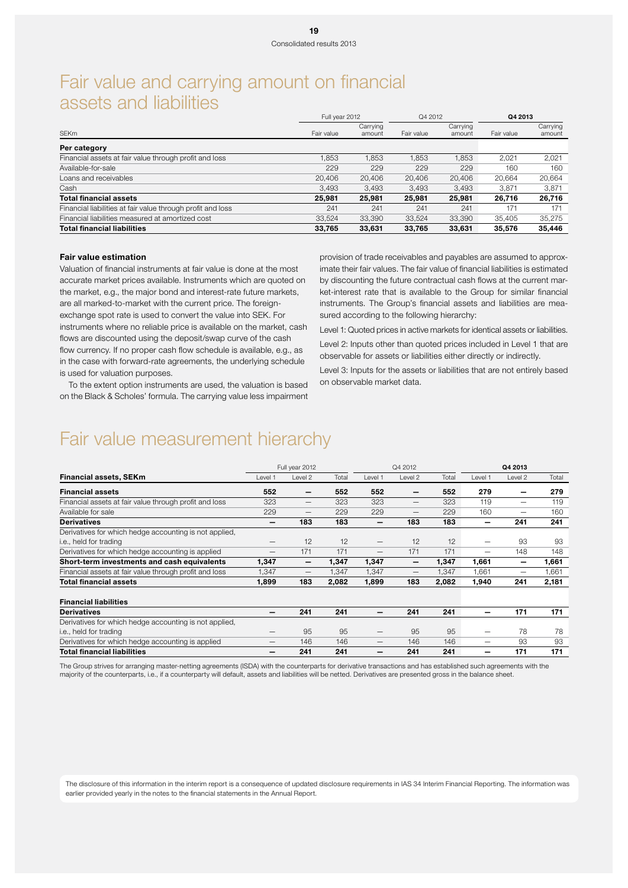# Fair value and carrying amount on financial assets and liabilities

| SEKm | Full year 2012 | | Q4 2012 | | **Q4 2013** | |
|---|---|---|---|---|---|---|
| | Fair value | Carrying amount | Fair value | Carrying amount | Fair value | Carrying amount |
| **Per category** | | | | | | |
| Financial assets at fair value through profit and loss | 1,853 | 1,853 | 1,853 | 1,853 | 2,021 | 2,021 |
| Available-for-sale | 229 | 229 | 229 | 229 | 160 | 160 |
| Loans and receivables | 20,406 | 20,406 | 20,406 | 20,406 | 20,664 | 20,664 |
| Cash | 3,493 | 3,493 | 3,493 | 3,493 | 3,871 | 3,871 |
| **Total financial assets** | **25,981** | **25,981** | **25,981** | **25,981** | **26,716** | **26,716** |
| Financial liabilities at fair value through profit and loss | 241 | 241 | 241 | 241 | 171 | 171 |
| Financial liabilities measured at amortized cost | 33,524 | 33,390 | 33,524 | 33,390 | 35,405 | 35,275 |
| **Total financial liabilities** | **33,765** | **33,631** | **33,765** | **33,631** | **35,576** | **35,446** |

### Fair value estimation

Valuation of financial instruments at fair value is done at the most accurate market prices available. Instruments which are quoted on the market, e.g., the major bond and interest-rate future markets, are all marked-to-market with the current price. The foreign-exchange spot rate is used to convert the value into SEK. For instruments where no reliable price is available on the market, cash flows are discounted using the deposit/swap curve of the cash flow currency. If no proper cash flow schedule is available, e.g., as in the case with forward-rate agreements, the underlying schedule is used for valuation purposes.

To the extent option instruments are used, the valuation is based on the Black & Scholes' formula. The carrying value less impairment provision of trade receivables and payables are assumed to approximate their fair values. The fair value of financial liabilities is estimated by discounting the future contractual cash flows at the current market-interest rate that is available to the Group for similar financial instruments. The Group's financial assets and liabilities are measured according to the following hierarchy:

Level 1: Quoted prices in active markets for identical assets or liabilities.

Level 2: Inputs other than quoted prices included in Level 1 that are observable for assets or liabilities either directly or indirectly.

Level 3: Inputs for the assets or liabilities that are not entirely based on observable market data.

# Fair value measurement hierarchy

| | Full year 2012 | | | Q4 2012 | | | **Q4 2013** | | |
|---|---|---|---|---|---|---|---|---|---|
| **Financial assets, SEKm** | Level 1 | Level 2 | Total | Level 1 | Level 2 | Total | Level 1 | Level 2 | Total |
| **Financial assets** | **552** | **—** | **552** | **552** | **—** | **552** | **279** | **—** | **279** |
| Financial assets at fair value through profit and loss | 323 | — | 323 | 323 | — | 323 | 119 | — | 119 |
| Available for sale | 229 | — | 229 | 229 | — | 229 | 160 | — | 160 |
| **Derivatives** | **—** | **183** | **183** | **—** | **183** | **183** | **—** | **241** | **241** |
| Derivatives for which hedge accounting is not applied, i.e., held for trading | — | 12 | 12 | — | 12 | 12 | — | 93 | 93 |
| Derivatives for which hedge accounting is applied | — | 171 | 171 | — | 171 | 171 | — | 148 | 148 |
| **Short-term investments and cash equivalents** | **1,347** | **—** | **1,347** | **1,347** | **—** | **1,347** | **1,661** | **—** | **1,661** |
| Financial assets at fair value through profit and loss | 1,347 | — | 1,347 | 1,347 | — | 1,347 | 1,661 | — | 1,661 |
| **Total financial assets** | **1,899** | **183** | **2,082** | **1,899** | **183** | **2,082** | **1,940** | **241** | **2,181** |
| | | | | | | | | | |
| **Financial liabilities** | | | | | | | | | |
| **Derivatives** | **—** | **241** | **241** | **—** | **241** | **241** | **—** | **171** | **171** |
| Derivatives for which hedge accounting is not applied, i.e., held for trading | — | 95 | 95 | — | 95 | 95 | — | 78 | 78 |
| Derivatives for which hedge accounting is applied | — | 146 | 146 | — | 146 | 146 | — | 93 | 93 |
| **Total financial liabilities** | **—** | **241** | **241** | **—** | **241** | **241** | **—** | **171** | **171** |

The Group strives for arranging master-netting agreements (ISDA) with the counterparts for derivative transactions and has established such agreements with the majority of the counterparts, i.e., if a counterparty will default, assets and liabilities will be netted. Derivatives are presented gross in the balance sheet.

The disclosure of this information in the interim report is a consequence of updated disclosure requirements in IAS 34 Interim Financial Reporting. The information was earlier provided yearly in the notes to the financial statements in the Annual Report.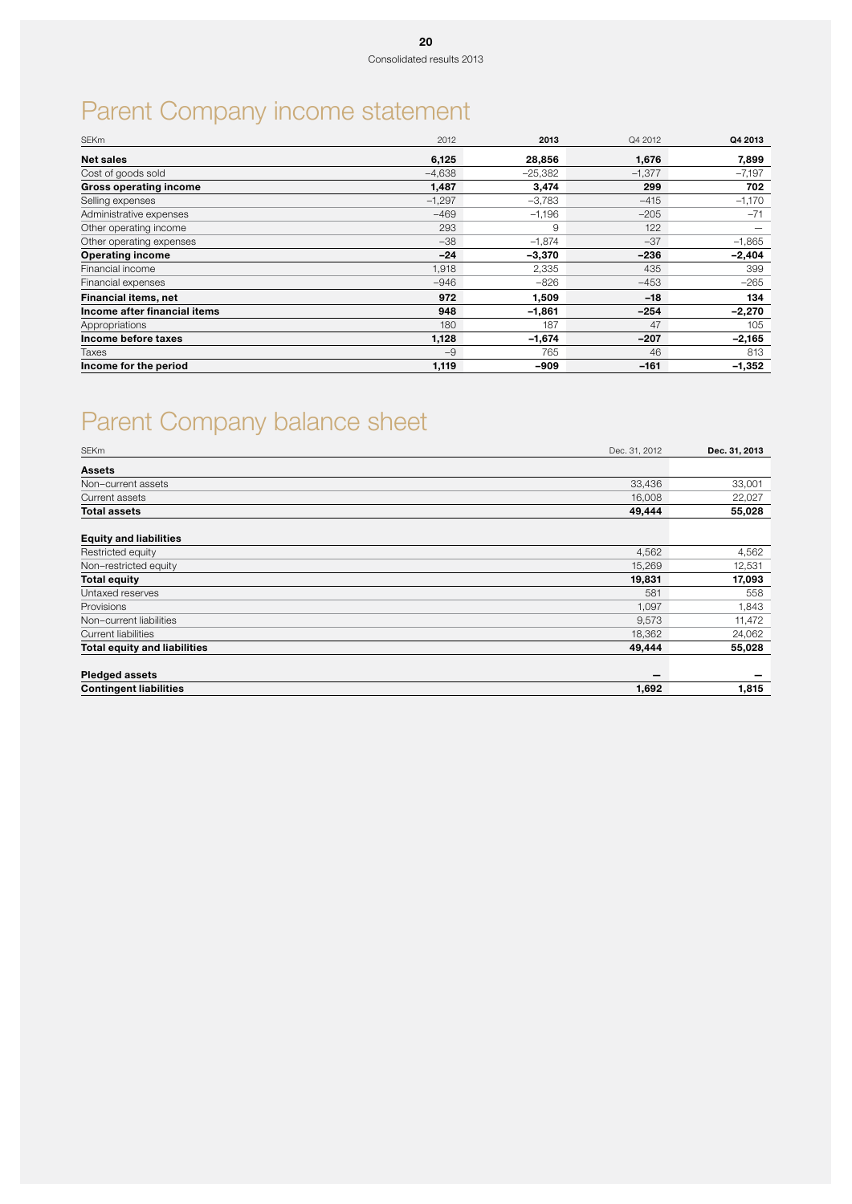# Parent Company income statement

| SEKm | 2012 | 2013 | Q4 2012 | Q4 2013 |
|---|---|---|---|---|
| **Net sales** | **6,125** | **28,856** | **1,676** | **7,899** |
| Cost of goods sold | –4,638 | –25,382 | –1,377 | –7,197 |
| **Gross operating income** | **1,487** | **3,474** | **299** | **702** |
| Selling expenses | –1,297 | –3,783 | –415 | –1,170 |
| Administrative expenses | –469 | –1,196 | –205 | –71 |
| Other operating income | 293 | 9 | 122 | — |
| Other operating expenses | –38 | –1,874 | –37 | –1,865 |
| **Operating income** | **–24** | **–3,370** | **–236** | **–2,404** |
| Financial income | 1,918 | 2,335 | 435 | 399 |
| Financial expenses | –946 | –826 | –453 | –265 |
| **Financial items, net** | **972** | **1,509** | **–18** | **134** |
| **Income after financial items** | **948** | **–1,861** | **–254** | **–2,270** |
| Appropriations | 180 | 187 | 47 | 105 |
| **Income before taxes** | **1,128** | **–1,674** | **–207** | **–2,165** |
| Taxes | –9 | 765 | 46 | 813 |
| **Income for the period** | **1,119** | **–909** | **–161** | **–1,352** |

# Parent Company balance sheet

| SEKm | Dec. 31, 2012 | Dec. 31, 2013 |
|---|---|---|
| **Assets** | | |
| Non–current assets | 33,436 | 33,001 |
| Current assets | 16,008 | 22,027 |
| **Total assets** | **49,444** | **55,028** |
| | | |
| **Equity and liabilities** | | |
| Restricted equity | 4,562 | 4,562 |
| Non–restricted equity | 15,269 | 12,531 |
| **Total equity** | **19,831** | **17,093** |
| Untaxed reserves | 581 | 558 |
| Provisions | 1,097 | 1,843 |
| Non–current liabilities | 9,573 | 11,472 |
| Current liabilities | 18,362 | 24,062 |
| **Total equity and liabilities** | **49,444** | **55,028** |
| | | |
| **Pledged assets** | **—** | **—** |
| **Contingent liabilities** | **1,692** | **1,815** |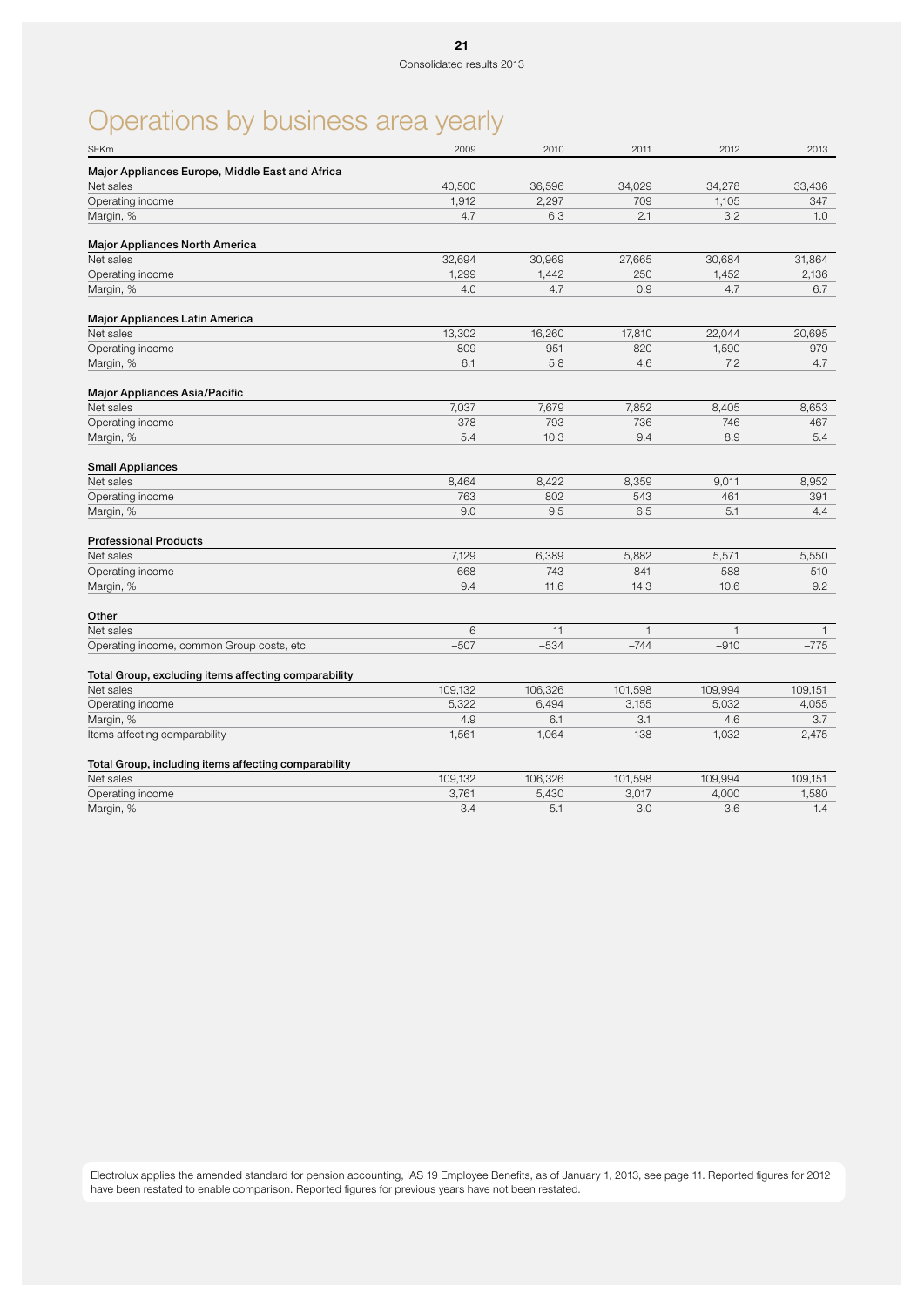# Operations by business area yearly

| SEKm | 2009 | 2010 | 2011 | 2012 | 2013 |
|---|---|---|---|---|---|
| **Major Appliances Europe, Middle East and Africa** | | | | | |
| Net sales | 40,500 | 36,596 | 34,029 | 34,278 | 33,436 |
| Operating income | 1,912 | 2,297 | 709 | 1,105 | 347 |
| Margin, % | 4.7 | 6.3 | 2.1 | 3.2 | 1.0 |
| **Major Appliances North America** | | | | | |
| Net sales | 32,694 | 30,969 | 27,665 | 30,684 | 31,864 |
| Operating income | 1,299 | 1,442 | 250 | 1,452 | 2,136 |
| Margin, % | 4.0 | 4.7 | 0.9 | 4.7 | 6.7 |
| **Major Appliances Latin America** | | | | | |
| Net sales | 13,302 | 16,260 | 17,810 | 22,044 | 20,695 |
| Operating income | 809 | 951 | 820 | 1,590 | 979 |
| Margin, % | 6.1 | 5.8 | 4.6 | 7.2 | 4.7 |
| **Major Appliances Asia/Pacific** | | | | | |
| Net sales | 7,037 | 7,679 | 7,852 | 8,405 | 8,653 |
| Operating income | 378 | 793 | 736 | 746 | 467 |
| Margin, % | 5.4 | 10.3 | 9.4 | 8.9 | 5.4 |
| **Small Appliances** | | | | | |
| Net sales | 8,464 | 8,422 | 8,359 | 9,011 | 8,952 |
| Operating income | 763 | 802 | 543 | 461 | 391 |
| Margin, % | 9.0 | 9.5 | 6.5 | 5.1 | 4.4 |
| **Professional Products** | | | | | |
| Net sales | 7,129 | 6,389 | 5,882 | 5,571 | 5,550 |
| Operating income | 668 | 743 | 841 | 588 | 510 |
| Margin, % | 9.4 | 11.6 | 14.3 | 10.6 | 9.2 |
| **Other** | | | | | |
| Net sales | 6 | 11 | 1 | 1 | 1 |
| Operating income, common Group costs, etc. | –507 | –534 | –744 | –910 | –775 |
| **Total Group, excluding items affecting comparability** | | | | | |
| Net sales | 109,132 | 106,326 | 101,598 | 109,994 | 109,151 |
| Operating income | 5,322 | 6,494 | 3,155 | 5,032 | 4,055 |
| Margin, % | 4.9 | 6.1 | 3.1 | 4.6 | 3.7 |
| Items affecting comparability | –1,561 | –1,064 | –138 | –1,032 | –2,475 |
| **Total Group, including items affecting comparability** | | | | | |
| Net sales | 109,132 | 106,326 | 101,598 | 109,994 | 109,151 |
| Operating income | 3,761 | 5,430 | 3,017 | 4,000 | 1,580 |
| Margin, % | 3.4 | 5.1 | 3.0 | 3.6 | 1.4 |

Electrolux applies the amended standard for pension accounting, IAS 19 Employee Benefits, as of January 1, 2013, see page 11. Reported figures for 2012 have been restated to enable comparison. Reported figures for previous years have not been restated.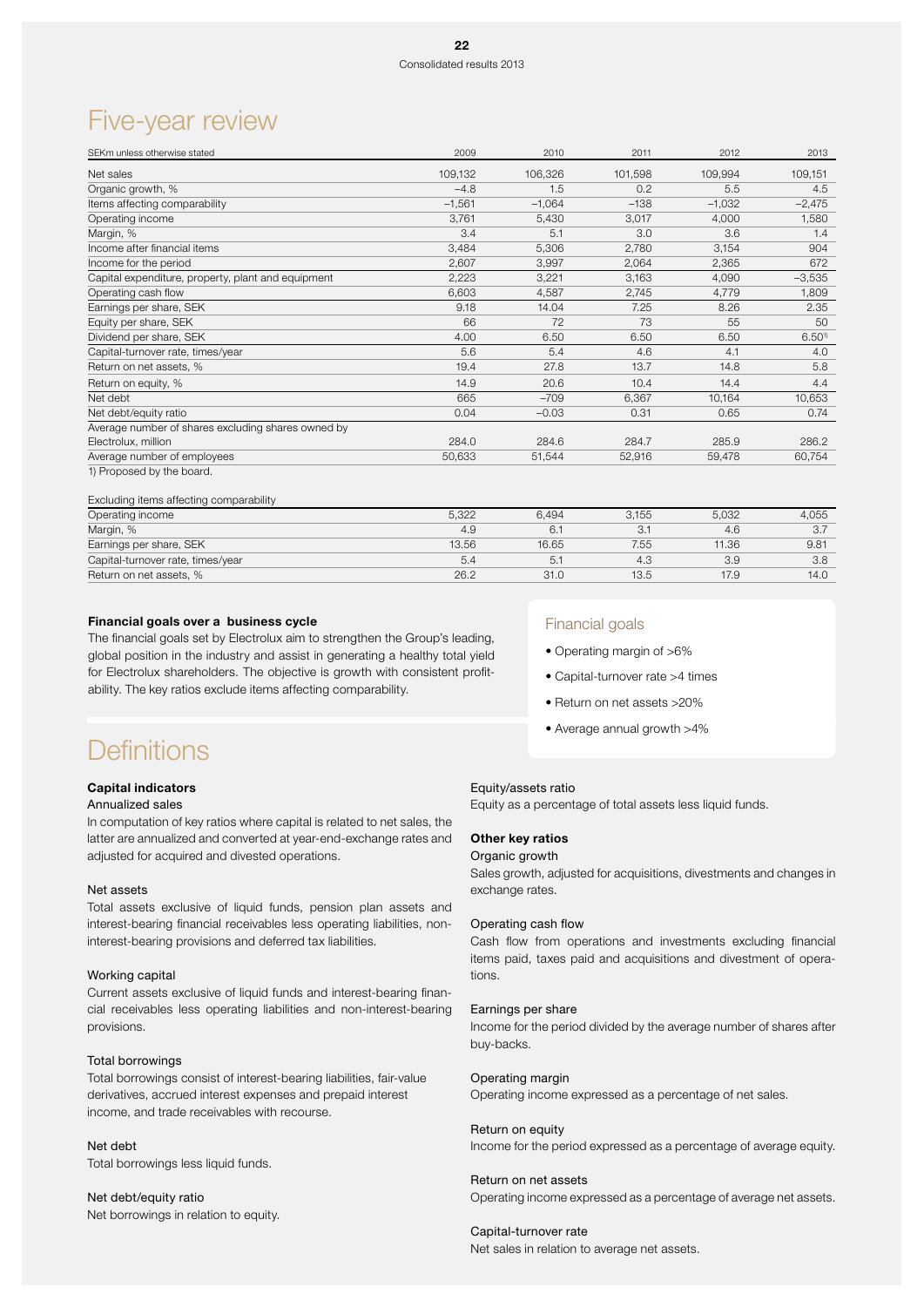# Five-year review

| SEKm unless otherwise stated | 2009 | 2010 | 2011 | 2012 | 2013 |
|---|---|---|---|---|---|
| Net sales | 109,132 | 106,326 | 101,598 | 109,994 | 109,151 |
| Organic growth, % | –4.8 | 1.5 | 0.2 | 5.5 | 4.5 |
| Items affecting comparability | –1,561 | –1,064 | –138 | –1,032 | –2,475 |
| Operating income | 3,761 | 5,430 | 3,017 | 4,000 | 1,580 |
| Margin, % | 3.4 | 5.1 | 3.0 | 3.6 | 1.4 |
| Income after financial items | 3,484 | 5,306 | 2,780 | 3,154 | 904 |
| Income for the period | 2,607 | 3,997 | 2,064 | 2,365 | 672 |
| Capital expenditure, property, plant and equipment | 2,223 | 3,221 | 3,163 | 4,090 | –3,535 |
| Operating cash flow | 6,603 | 4,587 | 2,745 | 4,779 | 1,809 |
| Earnings per share, SEK | 9.18 | 14.04 | 7.25 | 8.26 | 2.35 |
| Equity per share, SEK | 66 | 72 | 73 | 55 | 50 |
| Dividend per share, SEK | 4.00 | 6.50 | 6.50 | 6.50 | 6.50[1] |
| Capital-turnover rate, times/year | 5.6 | 5.4 | 4.6 | 4.1 | 4.0 |
| Return on net assets, % | 19.4 | 27.8 | 13.7 | 14.8 | 5.8 |
| Return on equity, % | 14.9 | 20.6 | 10.4 | 14.4 | 4.4 |
| Net debt | 665 | –709 | 6,367 | 10,164 | 10,653 |
| Net debt/equity ratio | 0.04 | –0.03 | 0.31 | 0.65 | 0.74 |
| Average number of shares excluding shares owned by Electrolux, million | 284.0 | 284.6 | 284.7 | 285.9 | 286.2 |
| Average number of employees | 50,633 | 51,544 | 52,916 | 59,478 | 60,754 |

1) Proposed by the board.

| Excluding items affecting comparability | | | | | |
|---|---|---|---|---|---|
| Operating income | 5,322 | 6,494 | 3,155 | 5,032 | 4,055 |
| Margin, % | 4.9 | 6.1 | 3.1 | 4.6 | 3.7 |
| Earnings per share, SEK | 13.56 | 16.65 | 7.55 | 11.36 | 9.81 |
| Capital-turnover rate, times/year | 5.4 | 5.1 | 4.3 | 3.9 | 3.8 |
| Return on net assets, % | 26.2 | 31.0 | 13.5 | 17.9 | 14.0 |

**Financial goals over a business cycle**

The financial goals set by Electrolux aim to strengthen the Group's leading, global position in the industry and assist in generating a healthy total yield for Electrolux shareholders. The objective is growth with consistent profitability. The key ratios exclude items affecting comparability.

## Financial goals

- Operating margin of >6%
- Capital-turnover rate >4 times
- Return on net assets >20%
- Average annual growth >4%

# Definitions

**Capital indicators**

Annualized sales

In computation of key ratios where capital is related to net sales, the latter are annualized and converted at year-end-exchange rates and adjusted for acquired and divested operations.

Net assets

Total assets exclusive of liquid funds, pension plan assets and interest-bearing financial receivables less operating liabilities, non-interest-bearing provisions and deferred tax liabilities.

Working capital

Current assets exclusive of liquid funds and interest-bearing financial receivables less operating liabilities and non-interest-bearing provisions.

Total borrowings

Total borrowings consist of interest-bearing liabilities, fair-value derivatives, accrued interest expenses and prepaid interest income, and trade receivables with recourse.

Net debt

Total borrowings less liquid funds.

Net debt/equity ratio

Net borrowings in relation to equity.

Equity/assets ratio

Equity as a percentage of total assets less liquid funds.

**Other key ratios**

Organic growth

Sales growth, adjusted for acquisitions, divestments and changes in exchange rates.

Operating cash flow

Cash flow from operations and investments excluding financial items paid, taxes paid and acquisitions and divestment of operations.

Earnings per share

Income for the period divided by the average number of shares after buy-backs.

Operating margin

Operating income expressed as a percentage of net sales.

Return on equity

Income for the period expressed as a percentage of average equity.

Return on net assets

Operating income expressed as a percentage of average net assets.

Capital-turnover rate

Net sales in relation to average net assets.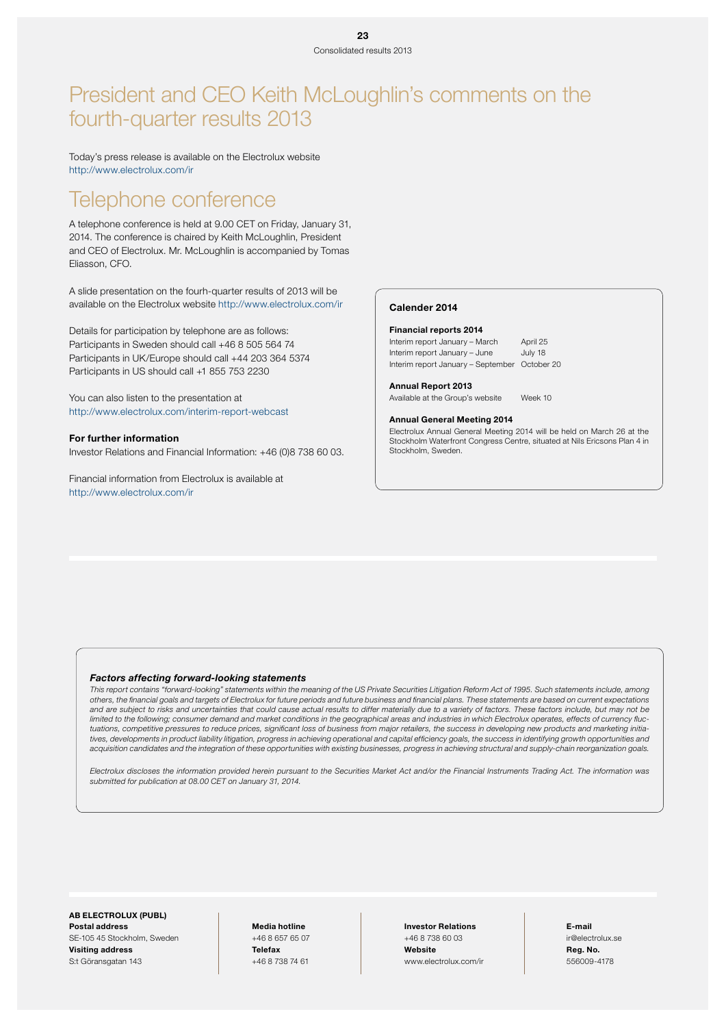# President and CEO Keith McLoughlin's comments on the fourth-quarter results 2013

Today's press release is available on the Electrolux website http://www.electrolux.com/ir

# Telephone conference

A telephone conference is held at 9.00 CET on Friday, January 31, 2014. The conference is chaired by Keith McLoughlin, President and CEO of Electrolux. Mr. McLoughlin is accompanied by Tomas Eliasson, CFO.

A slide presentation on the fourh-quarter results of 2013 will be available on the Electrolux website http://www.electrolux.com/ir

Details for participation by telephone are as follows:
Participants in Sweden should call +46 8 505 564 74
Participants in UK/Europe should call +44 203 364 5374
Participants in US should call +1 855 753 2230

You can also listen to the presentation at http://www.electrolux.com/interim-report-webcast

**For further information**
Investor Relations and Financial Information: +46 (0)8 738 60 03.

Financial information from Electrolux is available at http://www.electrolux.com/ir

### Calender 2014

**Financial reports 2014**

| | |
|---|---|
| Interim report January – March | April 25 |
| Interim report January – June | July 18 |
| Interim report January – September | October 20 |

**Annual Report 2013**

| | |
|---|---|
| Available at the Group's website | Week 10 |

**Annual General Meeting 2014**
Electrolux Annual General Meeting 2014 will be held on March 26 at the Stockholm Waterfront Congress Centre, situated at Nils Ericsons Plan 4 in Stockholm, Sweden.

***Factors affecting forward-looking statements***
*This report contains "forward-looking" statements within the meaning of the US Private Securities Litigation Reform Act of 1995. Such statements include, among others, the financial goals and targets of Electrolux for future periods and future business and financial plans. These statements are based on current expectations and are subject to risks and uncertainties that could cause actual results to differ materially due to a variety of factors. These factors include, but may not be limited to the following; consumer demand and market conditions in the geographical areas and industries in which Electrolux operates, effects of currency fluctuations, competitive pressures to reduce prices, significant loss of business from major retailers, the success in developing new products and marketing initiatives, developments in product liability litigation, progress in achieving operational and capital efficiency goals, the success in identifying growth opportunities and acquisition candidates and the integration of these opportunities with existing businesses, progress in achieving structural and supply-chain reorganization goals.*

*Electrolux discloses the information provided herein pursuant to the Securities Market Act and/or the Financial Instruments Trading Act. The information was submitted for publication at 08.00 CET on January 31, 2014.*

**AB ELECTROLUX (PUBL)**
**Postal address**
SE-105 45 Stockholm, Sweden
**Visiting address**
S:t Göransgatan 143

**Media hotline**
+46 8 657 65 07
**Telefax**
+46 8 738 74 61

**Investor Relations**
+46 8 738 60 03
**Website**
www.electrolux.com/ir

**E-mail**
ir@electrolux.se
**Reg. No.**
556009-4178